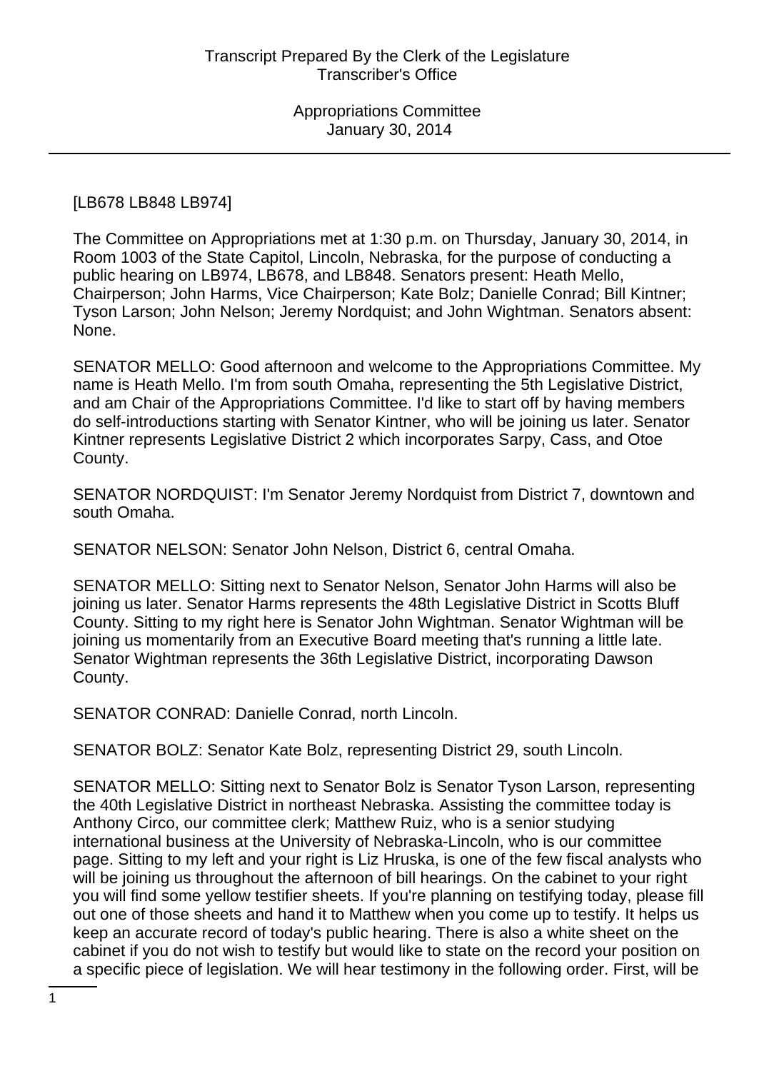[LB678 LB848 LB974]

The Committee on Appropriations met at 1:30 p.m. on Thursday, January 30, 2014, in Room 1003 of the State Capitol, Lincoln, Nebraska, for the purpose of conducting a public hearing on LB974, LB678, and LB848. Senators present: Heath Mello, Chairperson; John Harms, Vice Chairperson; Kate Bolz; Danielle Conrad; Bill Kintner; Tyson Larson; John Nelson; Jeremy Nordquist; and John Wightman. Senators absent: None.

SENATOR MELLO: Good afternoon and welcome to the Appropriations Committee. My name is Heath Mello. I'm from south Omaha, representing the 5th Legislative District, and am Chair of the Appropriations Committee. I'd like to start off by having members do self-introductions starting with Senator Kintner, who will be joining us later. Senator Kintner represents Legislative District 2 which incorporates Sarpy, Cass, and Otoe County.

SENATOR NORDQUIST: I'm Senator Jeremy Nordquist from District 7, downtown and south Omaha.

SENATOR NELSON: Senator John Nelson, District 6, central Omaha.

SENATOR MELLO: Sitting next to Senator Nelson, Senator John Harms will also be joining us later. Senator Harms represents the 48th Legislative District in Scotts Bluff County. Sitting to my right here is Senator John Wightman. Senator Wightman will be joining us momentarily from an Executive Board meeting that's running a little late. Senator Wightman represents the 36th Legislative District, incorporating Dawson County.

SENATOR CONRAD: Danielle Conrad, north Lincoln.

SENATOR BOLZ: Senator Kate Bolz, representing District 29, south Lincoln.

SENATOR MELLO: Sitting next to Senator Bolz is Senator Tyson Larson, representing the 40th Legislative District in northeast Nebraska. Assisting the committee today is Anthony Circo, our committee clerk; Matthew Ruiz, who is a senior studying international business at the University of Nebraska-Lincoln, who is our committee page. Sitting to my left and your right is Liz Hruska, is one of the few fiscal analysts who will be joining us throughout the afternoon of bill hearings. On the cabinet to your right you will find some yellow testifier sheets. If you're planning on testifying today, please fill out one of those sheets and hand it to Matthew when you come up to testify. It helps us keep an accurate record of today's public hearing. There is also a white sheet on the cabinet if you do not wish to testify but would like to state on the record your position on a specific piece of legislation. We will hear testimony in the following order. First, will be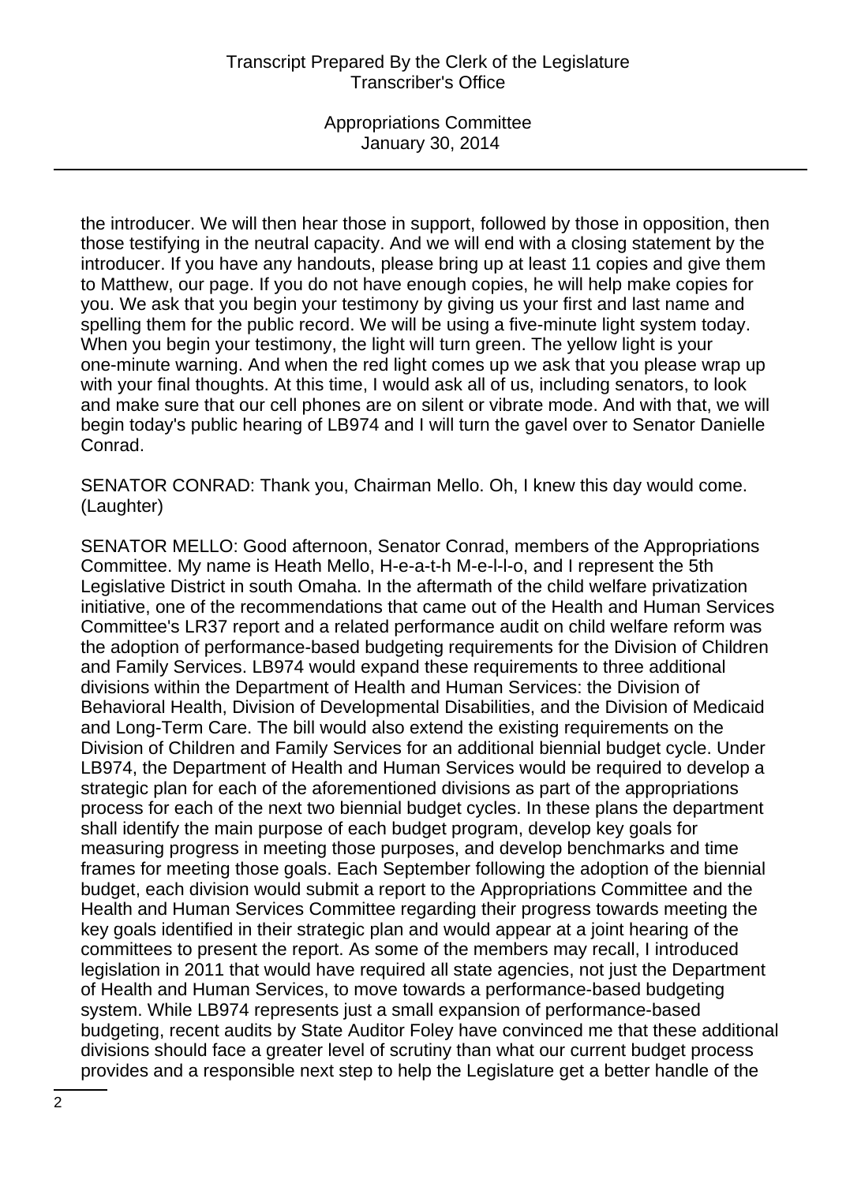the introducer. We will then hear those in support, followed by those in opposition, then those testifying in the neutral capacity. And we will end with a closing statement by the introducer. If you have any handouts, please bring up at least 11 copies and give them to Matthew, our page. If you do not have enough copies, he will help make copies for you. We ask that you begin your testimony by giving us your first and last name and spelling them for the public record. We will be using a five-minute light system today. When you begin your testimony, the light will turn green. The yellow light is your one-minute warning. And when the red light comes up we ask that you please wrap up with your final thoughts. At this time, I would ask all of us, including senators, to look and make sure that our cell phones are on silent or vibrate mode. And with that, we will begin today's public hearing of LB974 and I will turn the gavel over to Senator Danielle Conrad.

SENATOR CONRAD: Thank you, Chairman Mello. Oh, I knew this day would come. (Laughter)

SENATOR MELLO: Good afternoon, Senator Conrad, members of the Appropriations Committee. My name is Heath Mello, H-e-a-t-h M-e-l-l-o, and I represent the 5th Legislative District in south Omaha. In the aftermath of the child welfare privatization initiative, one of the recommendations that came out of the Health and Human Services Committee's LR37 report and a related performance audit on child welfare reform was the adoption of performance-based budgeting requirements for the Division of Children and Family Services. LB974 would expand these requirements to three additional divisions within the Department of Health and Human Services: the Division of Behavioral Health, Division of Developmental Disabilities, and the Division of Medicaid and Long-Term Care. The bill would also extend the existing requirements on the Division of Children and Family Services for an additional biennial budget cycle. Under LB974, the Department of Health and Human Services would be required to develop a strategic plan for each of the aforementioned divisions as part of the appropriations process for each of the next two biennial budget cycles. In these plans the department shall identify the main purpose of each budget program, develop key goals for measuring progress in meeting those purposes, and develop benchmarks and time frames for meeting those goals. Each September following the adoption of the biennial budget, each division would submit a report to the Appropriations Committee and the Health and Human Services Committee regarding their progress towards meeting the key goals identified in their strategic plan and would appear at a joint hearing of the committees to present the report. As some of the members may recall, I introduced legislation in 2011 that would have required all state agencies, not just the Department of Health and Human Services, to move towards a performance-based budgeting system. While LB974 represents just a small expansion of performance-based budgeting, recent audits by State Auditor Foley have convinced me that these additional divisions should face a greater level of scrutiny than what our current budget process provides and a responsible next step to help the Legislature get a better handle of the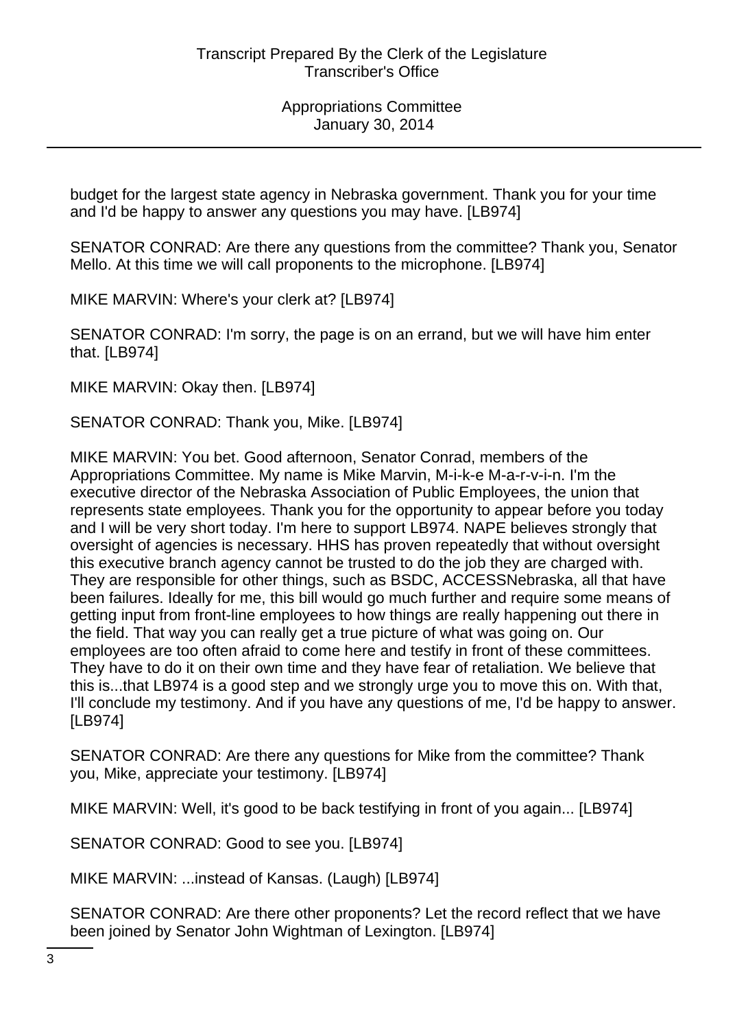budget for the largest state agency in Nebraska government. Thank you for your time and I'd be happy to answer any questions you may have. [LB974]

SENATOR CONRAD: Are there any questions from the committee? Thank you, Senator Mello. At this time we will call proponents to the microphone. [LB974]

MIKE MARVIN: Where's your clerk at? [LB974]

SENATOR CONRAD: I'm sorry, the page is on an errand, but we will have him enter that. [LB974]

MIKE MARVIN: Okay then. [LB974]

SENATOR CONRAD: Thank you, Mike. [LB974]

MIKE MARVIN: You bet. Good afternoon, Senator Conrad, members of the Appropriations Committee. My name is Mike Marvin, M-i-k-e M-a-r-v-i-n. I'm the executive director of the Nebraska Association of Public Employees, the union that represents state employees. Thank you for the opportunity to appear before you today and I will be very short today. I'm here to support LB974. NAPE believes strongly that oversight of agencies is necessary. HHS has proven repeatedly that without oversight this executive branch agency cannot be trusted to do the job they are charged with. They are responsible for other things, such as BSDC, ACCESSNebraska, all that have been failures. Ideally for me, this bill would go much further and require some means of getting input from front-line employees to how things are really happening out there in the field. That way you can really get a true picture of what was going on. Our employees are too often afraid to come here and testify in front of these committees. They have to do it on their own time and they have fear of retaliation. We believe that this is...that LB974 is a good step and we strongly urge you to move this on. With that, I'll conclude my testimony. And if you have any questions of me, I'd be happy to answer. [LB974]

SENATOR CONRAD: Are there any questions for Mike from the committee? Thank you, Mike, appreciate your testimony. [LB974]

MIKE MARVIN: Well, it's good to be back testifying in front of you again... [LB974]

SENATOR CONRAD: Good to see you. [LB974]

MIKE MARVIN: ...instead of Kansas. (Laugh) [LB974]

SENATOR CONRAD: Are there other proponents? Let the record reflect that we have been joined by Senator John Wightman of Lexington. [LB974]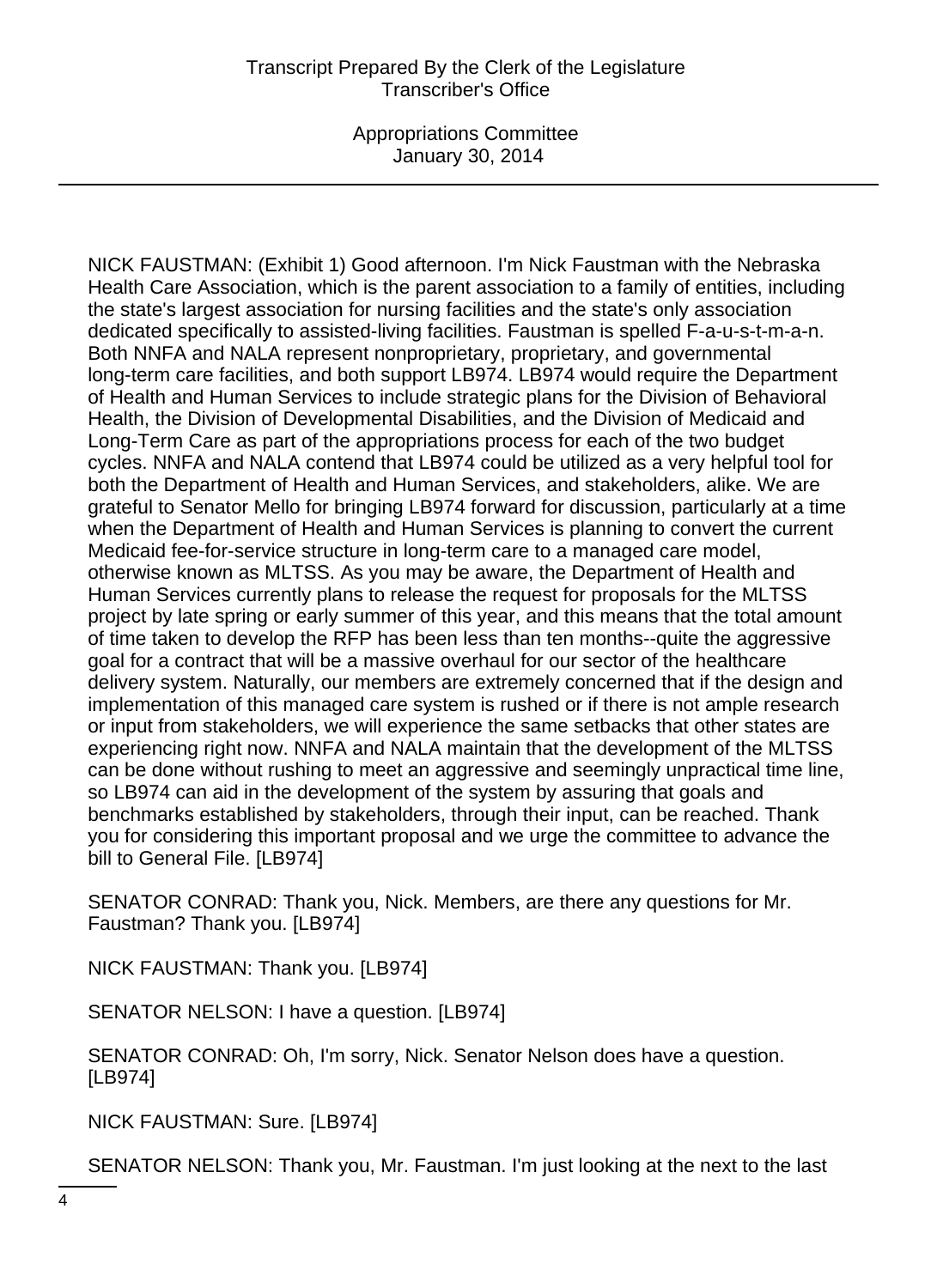NICK FAUSTMAN: (Exhibit 1) Good afternoon. I'm Nick Faustman with the Nebraska Health Care Association, which is the parent association to a family of entities, including the state's largest association for nursing facilities and the state's only association dedicated specifically to assisted-living facilities. Faustman is spelled F-a-u-s-t-m-a-n. Both NNFA and NALA represent nonproprietary, proprietary, and governmental long-term care facilities, and both support LB974. LB974 would require the Department of Health and Human Services to include strategic plans for the Division of Behavioral Health, the Division of Developmental Disabilities, and the Division of Medicaid and Long-Term Care as part of the appropriations process for each of the two budget cycles. NNFA and NALA contend that LB974 could be utilized as a very helpful tool for both the Department of Health and Human Services, and stakeholders, alike. We are grateful to Senator Mello for bringing LB974 forward for discussion, particularly at a time when the Department of Health and Human Services is planning to convert the current Medicaid fee-for-service structure in long-term care to a managed care model, otherwise known as MLTSS. As you may be aware, the Department of Health and Human Services currently plans to release the request for proposals for the MLTSS project by late spring or early summer of this year, and this means that the total amount of time taken to develop the RFP has been less than ten months--quite the aggressive goal for a contract that will be a massive overhaul for our sector of the healthcare delivery system. Naturally, our members are extremely concerned that if the design and implementation of this managed care system is rushed or if there is not ample research or input from stakeholders, we will experience the same setbacks that other states are experiencing right now. NNFA and NALA maintain that the development of the MLTSS can be done without rushing to meet an aggressive and seemingly unpractical time line, so LB974 can aid in the development of the system by assuring that goals and benchmarks established by stakeholders, through their input, can be reached. Thank you for considering this important proposal and we urge the committee to advance the bill to General File. [LB974]

SENATOR CONRAD: Thank you, Nick. Members, are there any questions for Mr. Faustman? Thank you. [LB974]

NICK FAUSTMAN: Thank you. [LB974]

SENATOR NELSON: I have a question. [LB974]

SENATOR CONRAD: Oh, I'm sorry, Nick. Senator Nelson does have a question. [LB974]

NICK FAUSTMAN: Sure. [LB974]

SENATOR NELSON: Thank you, Mr. Faustman. I'm just looking at the next to the last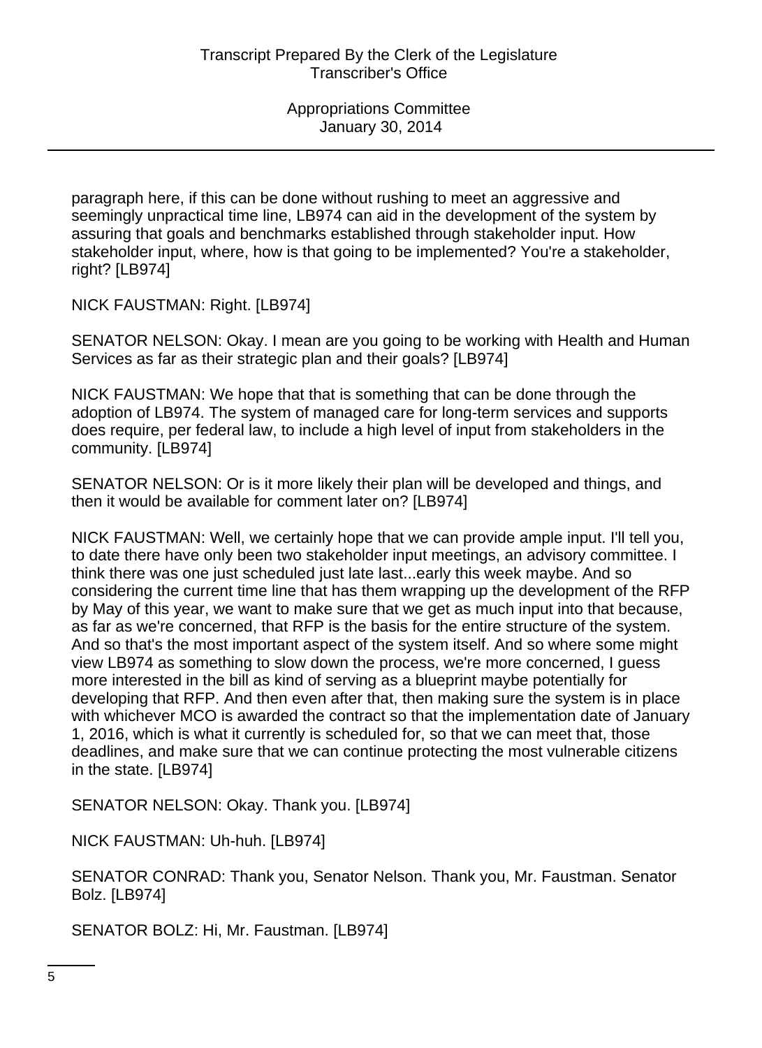paragraph here, if this can be done without rushing to meet an aggressive and seemingly unpractical time line, LB974 can aid in the development of the system by assuring that goals and benchmarks established through stakeholder input. How stakeholder input, where, how is that going to be implemented? You're a stakeholder, right? [LB974]

NICK FAUSTMAN: Right. [LB974]

SENATOR NELSON: Okay. I mean are you going to be working with Health and Human Services as far as their strategic plan and their goals? [LB974]

NICK FAUSTMAN: We hope that that is something that can be done through the adoption of LB974. The system of managed care for long-term services and supports does require, per federal law, to include a high level of input from stakeholders in the community. [LB974]

SENATOR NELSON: Or is it more likely their plan will be developed and things, and then it would be available for comment later on? [LB974]

NICK FAUSTMAN: Well, we certainly hope that we can provide ample input. I'll tell you, to date there have only been two stakeholder input meetings, an advisory committee. I think there was one just scheduled just late last...early this week maybe. And so considering the current time line that has them wrapping up the development of the RFP by May of this year, we want to make sure that we get as much input into that because, as far as we're concerned, that RFP is the basis for the entire structure of the system. And so that's the most important aspect of the system itself. And so where some might view LB974 as something to slow down the process, we're more concerned, I guess more interested in the bill as kind of serving as a blueprint maybe potentially for developing that RFP. And then even after that, then making sure the system is in place with whichever MCO is awarded the contract so that the implementation date of January 1, 2016, which is what it currently is scheduled for, so that we can meet that, those deadlines, and make sure that we can continue protecting the most vulnerable citizens in the state. [LB974]

SENATOR NELSON: Okay. Thank you. [LB974]

NICK FAUSTMAN: Uh-huh. [LB974]

SENATOR CONRAD: Thank you, Senator Nelson. Thank you, Mr. Faustman. Senator Bolz. [LB974]

SENATOR BOLZ: Hi, Mr. Faustman. [LB974]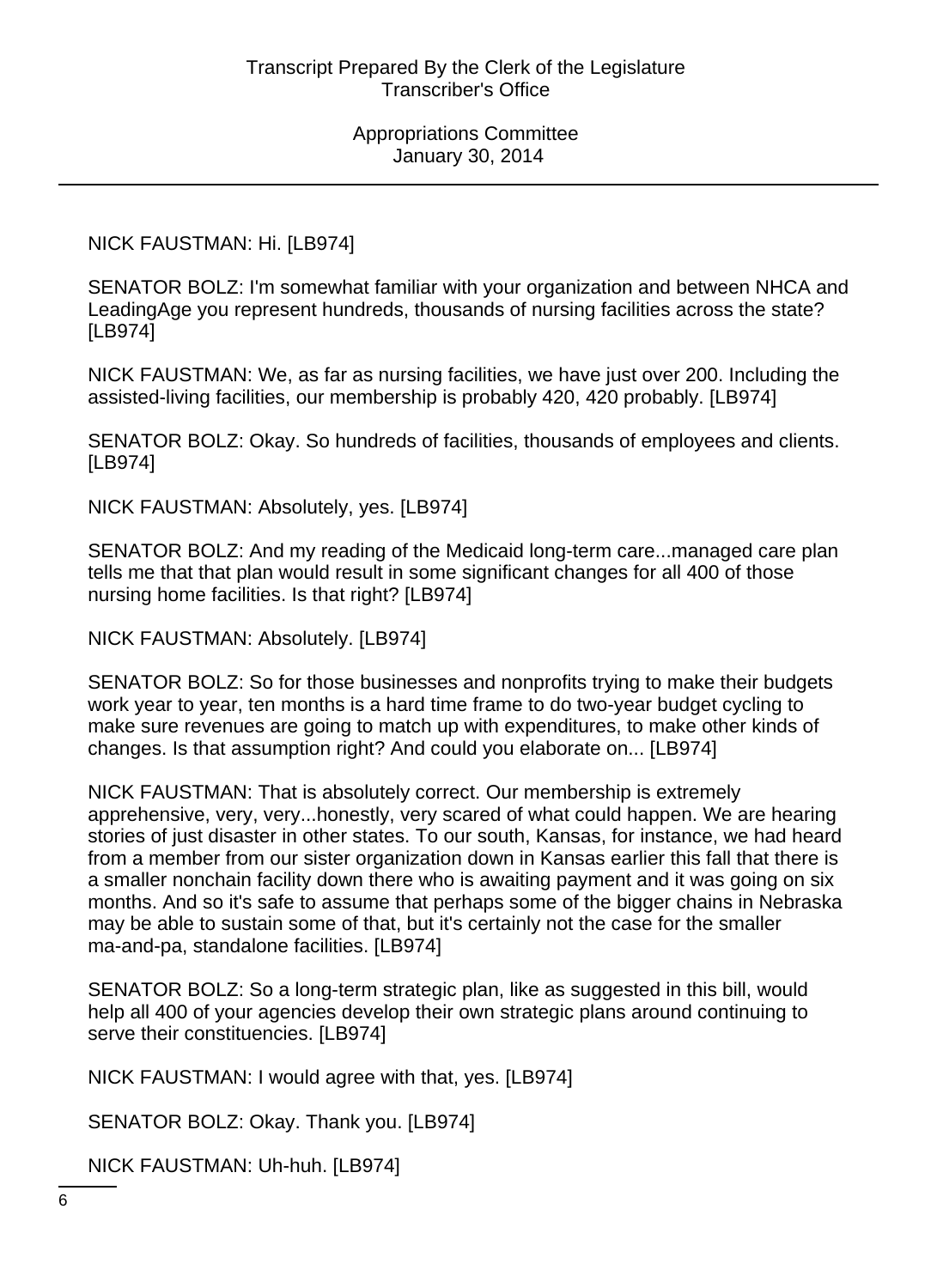NICK FAUSTMAN: Hi. [LB974]

SENATOR BOLZ: I'm somewhat familiar with your organization and between NHCA and LeadingAge you represent hundreds, thousands of nursing facilities across the state? [LB974]

NICK FAUSTMAN: We, as far as nursing facilities, we have just over 200. Including the assisted-living facilities, our membership is probably 420, 420 probably. [LB974]

SENATOR BOLZ: Okay. So hundreds of facilities, thousands of employees and clients. [LB974]

NICK FAUSTMAN: Absolutely, yes. [LB974]

SENATOR BOLZ: And my reading of the Medicaid long-term care...managed care plan tells me that that plan would result in some significant changes for all 400 of those nursing home facilities. Is that right? [LB974]

NICK FAUSTMAN: Absolutely. [LB974]

SENATOR BOLZ: So for those businesses and nonprofits trying to make their budgets work year to year, ten months is a hard time frame to do two-year budget cycling to make sure revenues are going to match up with expenditures, to make other kinds of changes. Is that assumption right? And could you elaborate on... [LB974]

NICK FAUSTMAN: That is absolutely correct. Our membership is extremely apprehensive, very, very...honestly, very scared of what could happen. We are hearing stories of just disaster in other states. To our south, Kansas, for instance, we had heard from a member from our sister organization down in Kansas earlier this fall that there is a smaller nonchain facility down there who is awaiting payment and it was going on six months. And so it's safe to assume that perhaps some of the bigger chains in Nebraska may be able to sustain some of that, but it's certainly not the case for the smaller ma-and-pa, standalone facilities. [LB974]

SENATOR BOLZ: So a long-term strategic plan, like as suggested in this bill, would help all 400 of your agencies develop their own strategic plans around continuing to serve their constituencies. [LB974]

NICK FAUSTMAN: I would agree with that, yes. [LB974]

SENATOR BOLZ: Okay. Thank you. [LB974]

NICK FAUSTMAN: Uh-huh. [LB974]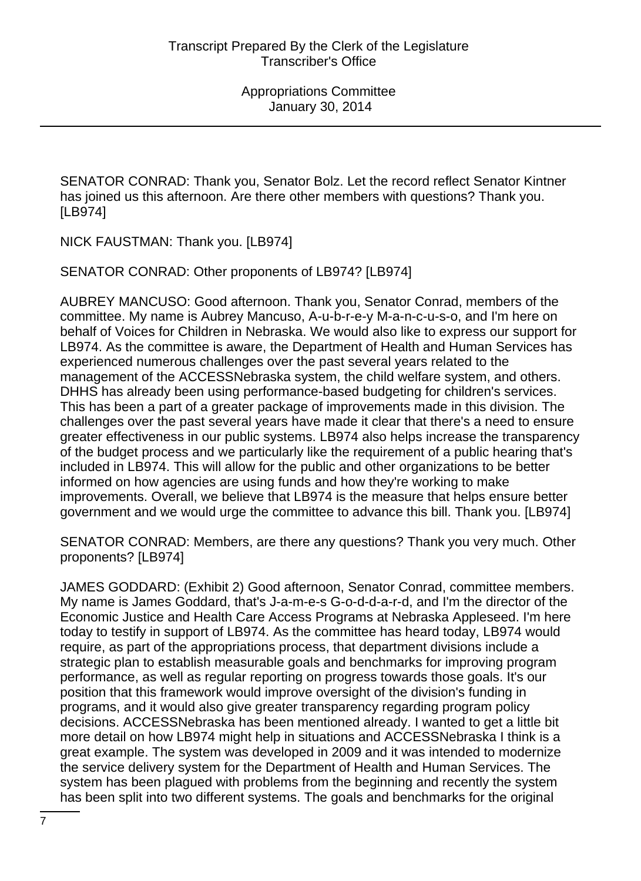SENATOR CONRAD: Thank you, Senator Bolz. Let the record reflect Senator Kintner has joined us this afternoon. Are there other members with questions? Thank you. [LB974]

NICK FAUSTMAN: Thank you. [LB974]

SENATOR CONRAD: Other proponents of LB974? [LB974]

AUBREY MANCUSO: Good afternoon. Thank you, Senator Conrad, members of the committee. My name is Aubrey Mancuso, A-u-b-r-e-y M-a-n-c-u-s-o, and I'm here on behalf of Voices for Children in Nebraska. We would also like to express our support for LB974. As the committee is aware, the Department of Health and Human Services has experienced numerous challenges over the past several years related to the management of the ACCESSNebraska system, the child welfare system, and others. DHHS has already been using performance-based budgeting for children's services. This has been a part of a greater package of improvements made in this division. The challenges over the past several years have made it clear that there's a need to ensure greater effectiveness in our public systems. LB974 also helps increase the transparency of the budget process and we particularly like the requirement of a public hearing that's included in LB974. This will allow for the public and other organizations to be better informed on how agencies are using funds and how they're working to make improvements. Overall, we believe that LB974 is the measure that helps ensure better government and we would urge the committee to advance this bill. Thank you. [LB974]

SENATOR CONRAD: Members, are there any questions? Thank you very much. Other proponents? [LB974]

JAMES GODDARD: (Exhibit 2) Good afternoon, Senator Conrad, committee members. My name is James Goddard, that's J-a-m-e-s G-o-d-d-a-r-d, and I'm the director of the Economic Justice and Health Care Access Programs at Nebraska Appleseed. I'm here today to testify in support of LB974. As the committee has heard today, LB974 would require, as part of the appropriations process, that department divisions include a strategic plan to establish measurable goals and benchmarks for improving program performance, as well as regular reporting on progress towards those goals. It's our position that this framework would improve oversight of the division's funding in programs, and it would also give greater transparency regarding program policy decisions. ACCESSNebraska has been mentioned already. I wanted to get a little bit more detail on how LB974 might help in situations and ACCESSNebraska I think is a great example. The system was developed in 2009 and it was intended to modernize the service delivery system for the Department of Health and Human Services. The system has been plagued with problems from the beginning and recently the system has been split into two different systems. The goals and benchmarks for the original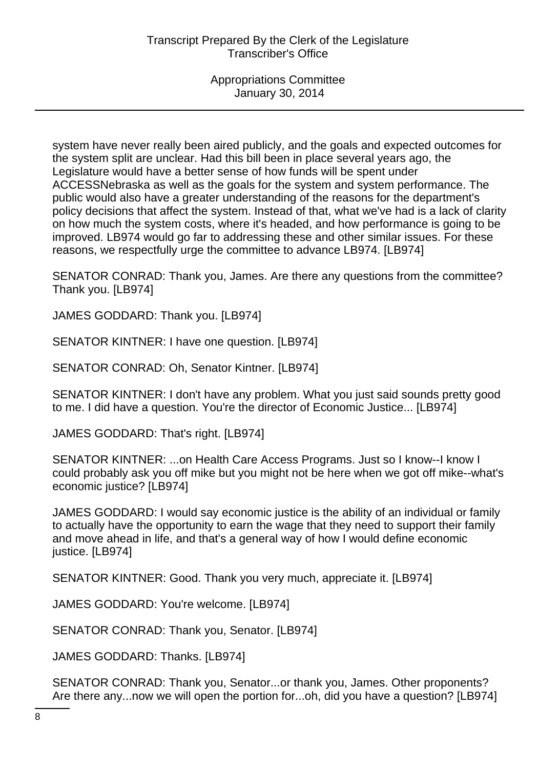system have never really been aired publicly, and the goals and expected outcomes for the system split are unclear. Had this bill been in place several years ago, the Legislature would have a better sense of how funds will be spent under ACCESSNebraska as well as the goals for the system and system performance. The public would also have a greater understanding of the reasons for the department's policy decisions that affect the system. Instead of that, what we've had is a lack of clarity on how much the system costs, where it's headed, and how performance is going to be improved. LB974 would go far to addressing these and other similar issues. For these reasons, we respectfully urge the committee to advance LB974. [LB974]

SENATOR CONRAD: Thank you, James. Are there any questions from the committee? Thank you. [LB974]

JAMES GODDARD: Thank you. [LB974]

SENATOR KINTNER: I have one question. [LB974]

SENATOR CONRAD: Oh, Senator Kintner. [LB974]

SENATOR KINTNER: I don't have any problem. What you just said sounds pretty good to me. I did have a question. You're the director of Economic Justice... [LB974]

JAMES GODDARD: That's right. [LB974]

SENATOR KINTNER: ...on Health Care Access Programs. Just so I know--I know I could probably ask you off mike but you might not be here when we got off mike--what's economic justice? [LB974]

JAMES GODDARD: I would say economic justice is the ability of an individual or family to actually have the opportunity to earn the wage that they need to support their family and move ahead in life, and that's a general way of how I would define economic justice. [LB974]

SENATOR KINTNER: Good. Thank you very much, appreciate it. [LB974]

JAMES GODDARD: You're welcome. [LB974]

SENATOR CONRAD: Thank you, Senator. [LB974]

JAMES GODDARD: Thanks. [LB974]

SENATOR CONRAD: Thank you, Senator...or thank you, James. Other proponents? Are there any...now we will open the portion for...oh, did you have a question? [LB974]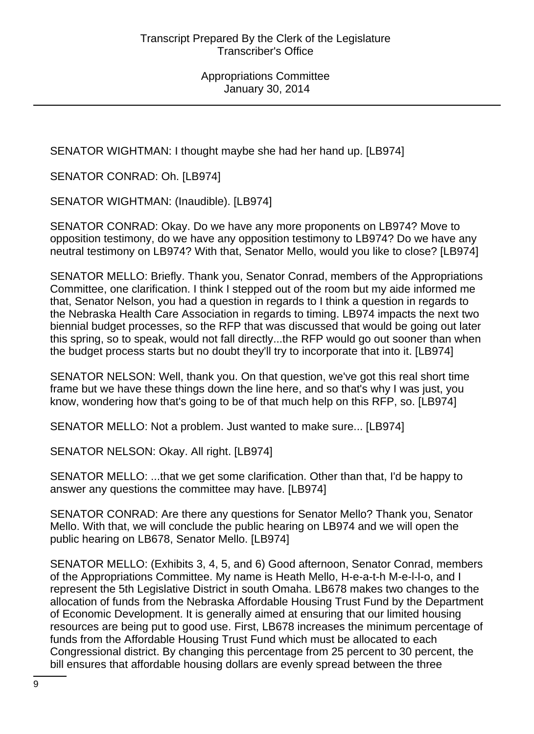SENATOR WIGHTMAN: I thought maybe she had her hand up. [LB974]

SENATOR CONRAD: Oh. [LB974]

SENATOR WIGHTMAN: (Inaudible). [LB974]

SENATOR CONRAD: Okay. Do we have any more proponents on LB974? Move to opposition testimony, do we have any opposition testimony to LB974? Do we have any neutral testimony on LB974? With that, Senator Mello, would you like to close? [LB974]

SENATOR MELLO: Briefly. Thank you, Senator Conrad, members of the Appropriations Committee, one clarification. I think I stepped out of the room but my aide informed me that, Senator Nelson, you had a question in regards to I think a question in regards to the Nebraska Health Care Association in regards to timing. LB974 impacts the next two biennial budget processes, so the RFP that was discussed that would be going out later this spring, so to speak, would not fall directly...the RFP would go out sooner than when the budget process starts but no doubt they'll try to incorporate that into it. [LB974]

SENATOR NELSON: Well, thank you. On that question, we've got this real short time frame but we have these things down the line here, and so that's why I was just, you know, wondering how that's going to be of that much help on this RFP, so. [LB974]

SENATOR MELLO: Not a problem. Just wanted to make sure... [LB974]

SENATOR NELSON: Okay. All right. [LB974]

SENATOR MELLO: ...that we get some clarification. Other than that, I'd be happy to answer any questions the committee may have. [LB974]

SENATOR CONRAD: Are there any questions for Senator Mello? Thank you, Senator Mello. With that, we will conclude the public hearing on LB974 and we will open the public hearing on LB678, Senator Mello. [LB974]

SENATOR MELLO: (Exhibits 3, 4, 5, and 6) Good afternoon, Senator Conrad, members of the Appropriations Committee. My name is Heath Mello, H-e-a-t-h M-e-l-l-o, and I represent the 5th Legislative District in south Omaha. LB678 makes two changes to the allocation of funds from the Nebraska Affordable Housing Trust Fund by the Department of Economic Development. It is generally aimed at ensuring that our limited housing resources are being put to good use. First, LB678 increases the minimum percentage of funds from the Affordable Housing Trust Fund which must be allocated to each Congressional district. By changing this percentage from 25 percent to 30 percent, the bill ensures that affordable housing dollars are evenly spread between the three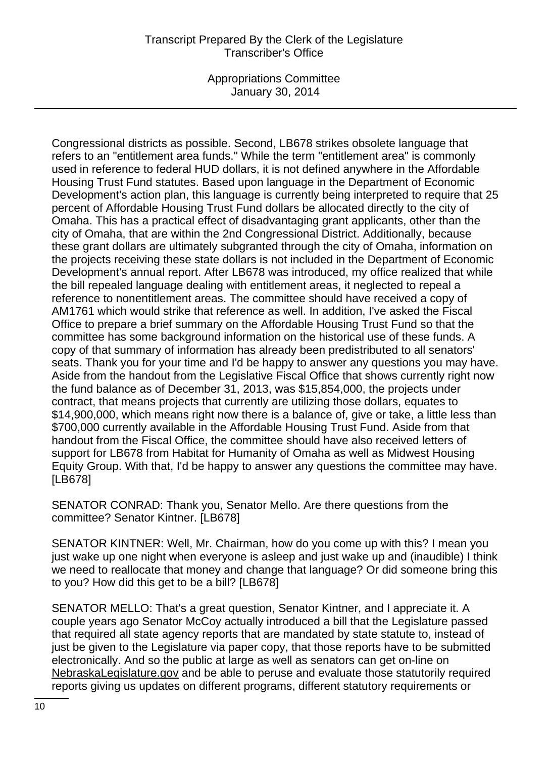Congressional districts as possible. Second, LB678 strikes obsolete language that refers to an "entitlement area funds." While the term "entitlement area" is commonly used in reference to federal HUD dollars, it is not defined anywhere in the Affordable Housing Trust Fund statutes. Based upon language in the Department of Economic Development's action plan, this language is currently being interpreted to require that 25 percent of Affordable Housing Trust Fund dollars be allocated directly to the city of Omaha. This has a practical effect of disadvantaging grant applicants, other than the city of Omaha, that are within the 2nd Congressional District. Additionally, because these grant dollars are ultimately subgranted through the city of Omaha, information on the projects receiving these state dollars is not included in the Department of Economic Development's annual report. After LB678 was introduced, my office realized that while the bill repealed language dealing with entitlement areas, it neglected to repeal a reference to nonentitlement areas. The committee should have received a copy of AM1761 which would strike that reference as well. In addition, I've asked the Fiscal Office to prepare a brief summary on the Affordable Housing Trust Fund so that the committee has some background information on the historical use of these funds. A copy of that summary of information has already been predistributed to all senators' seats. Thank you for your time and I'd be happy to answer any questions you may have. Aside from the handout from the Legislative Fiscal Office that shows currently right now the fund balance as of December 31, 2013, was $15,854,000, the projects under contract, that means projects that currently are utilizing those dollars, equates to $14,900,000, which means right now there is a balance of, give or take, a little less than $700,000 currently available in the Affordable Housing Trust Fund. Aside from that handout from the Fiscal Office, the committee should have also received letters of support for LB678 from Habitat for Humanity of Omaha as well as Midwest Housing Equity Group. With that, I'd be happy to answer any questions the committee may have. [LB678]

SENATOR CONRAD: Thank you, Senator Mello. Are there questions from the committee? Senator Kintner. [LB678]

SENATOR KINTNER: Well, Mr. Chairman, how do you come up with this? I mean you just wake up one night when everyone is asleep and just wake up and (inaudible) I think we need to reallocate that money and change that language? Or did someone bring this to you? How did this get to be a bill? [LB678]

SENATOR MELLO: That's a great question, Senator Kintner, and I appreciate it. A couple years ago Senator McCoy actually introduced a bill that the Legislature passed that required all state agency reports that are mandated by state statute to, instead of just be given to the Legislature via paper copy, that those reports have to be submitted electronically. And so the public at large as well as senators can get on-line on NebraskaLegislature.gov and be able to peruse and evaluate those statutorily required reports giving us updates on different programs, different statutory requirements or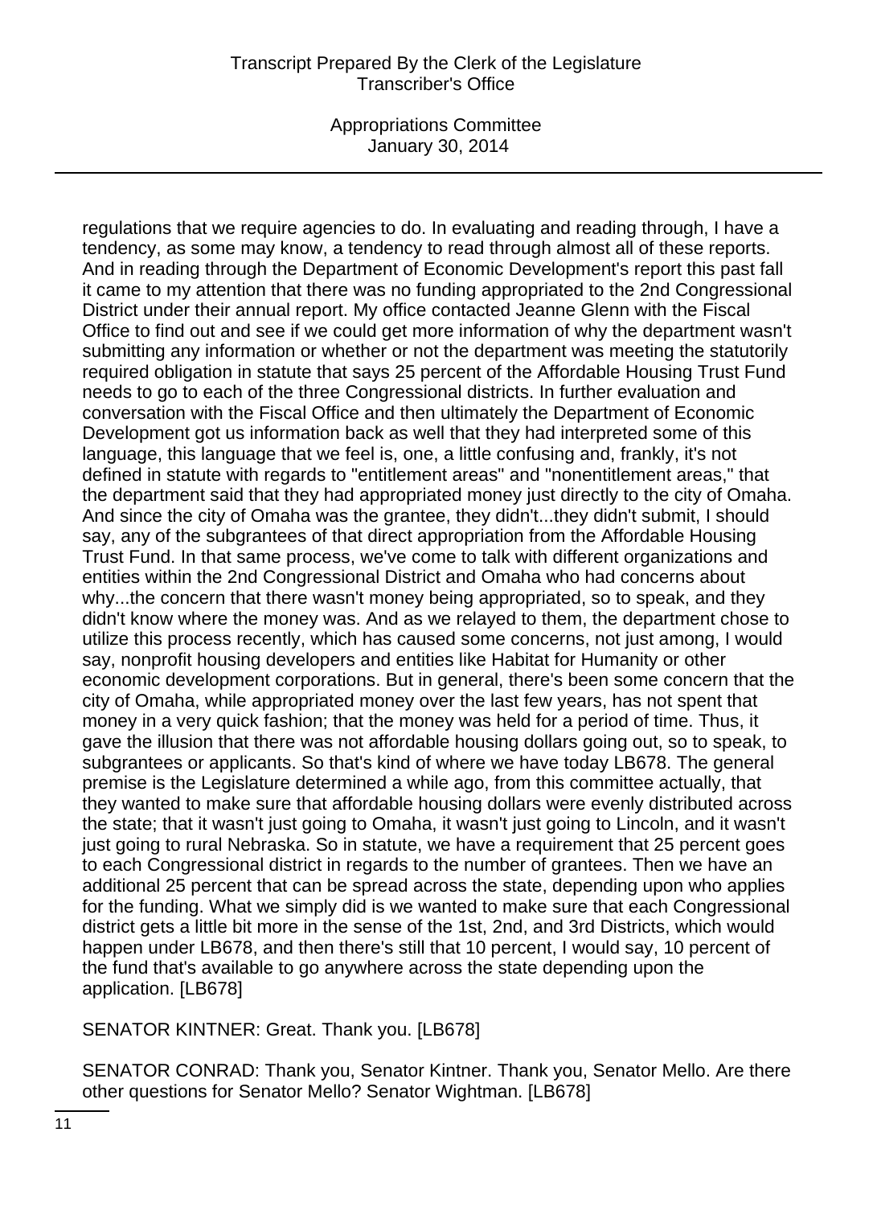regulations that we require agencies to do. In evaluating and reading through, I have a tendency, as some may know, a tendency to read through almost all of these reports. And in reading through the Department of Economic Development's report this past fall it came to my attention that there was no funding appropriated to the 2nd Congressional District under their annual report. My office contacted Jeanne Glenn with the Fiscal Office to find out and see if we could get more information of why the department wasn't submitting any information or whether or not the department was meeting the statutorily required obligation in statute that says 25 percent of the Affordable Housing Trust Fund needs to go to each of the three Congressional districts. In further evaluation and conversation with the Fiscal Office and then ultimately the Department of Economic Development got us information back as well that they had interpreted some of this language, this language that we feel is, one, a little confusing and, frankly, it's not defined in statute with regards to "entitlement areas" and "nonentitlement areas," that the department said that they had appropriated money just directly to the city of Omaha. And since the city of Omaha was the grantee, they didn't...they didn't submit, I should say, any of the subgrantees of that direct appropriation from the Affordable Housing Trust Fund. In that same process, we've come to talk with different organizations and entities within the 2nd Congressional District and Omaha who had concerns about why...the concern that there wasn't money being appropriated, so to speak, and they didn't know where the money was. And as we relayed to them, the department chose to utilize this process recently, which has caused some concerns, not just among, I would say, nonprofit housing developers and entities like Habitat for Humanity or other economic development corporations. But in general, there's been some concern that the city of Omaha, while appropriated money over the last few years, has not spent that money in a very quick fashion; that the money was held for a period of time. Thus, it gave the illusion that there was not affordable housing dollars going out, so to speak, to subgrantees or applicants. So that's kind of where we have today LB678. The general premise is the Legislature determined a while ago, from this committee actually, that they wanted to make sure that affordable housing dollars were evenly distributed across the state; that it wasn't just going to Omaha, it wasn't just going to Lincoln, and it wasn't just going to rural Nebraska. So in statute, we have a requirement that 25 percent goes to each Congressional district in regards to the number of grantees. Then we have an additional 25 percent that can be spread across the state, depending upon who applies for the funding. What we simply did is we wanted to make sure that each Congressional district gets a little bit more in the sense of the 1st, 2nd, and 3rd Districts, which would happen under LB678, and then there's still that 10 percent, I would say, 10 percent of the fund that's available to go anywhere across the state depending upon the application. [LB678]

SENATOR KINTNER: Great. Thank you. [LB678]

SENATOR CONRAD: Thank you, Senator Kintner. Thank you, Senator Mello. Are there other questions for Senator Mello? Senator Wightman. [LB678]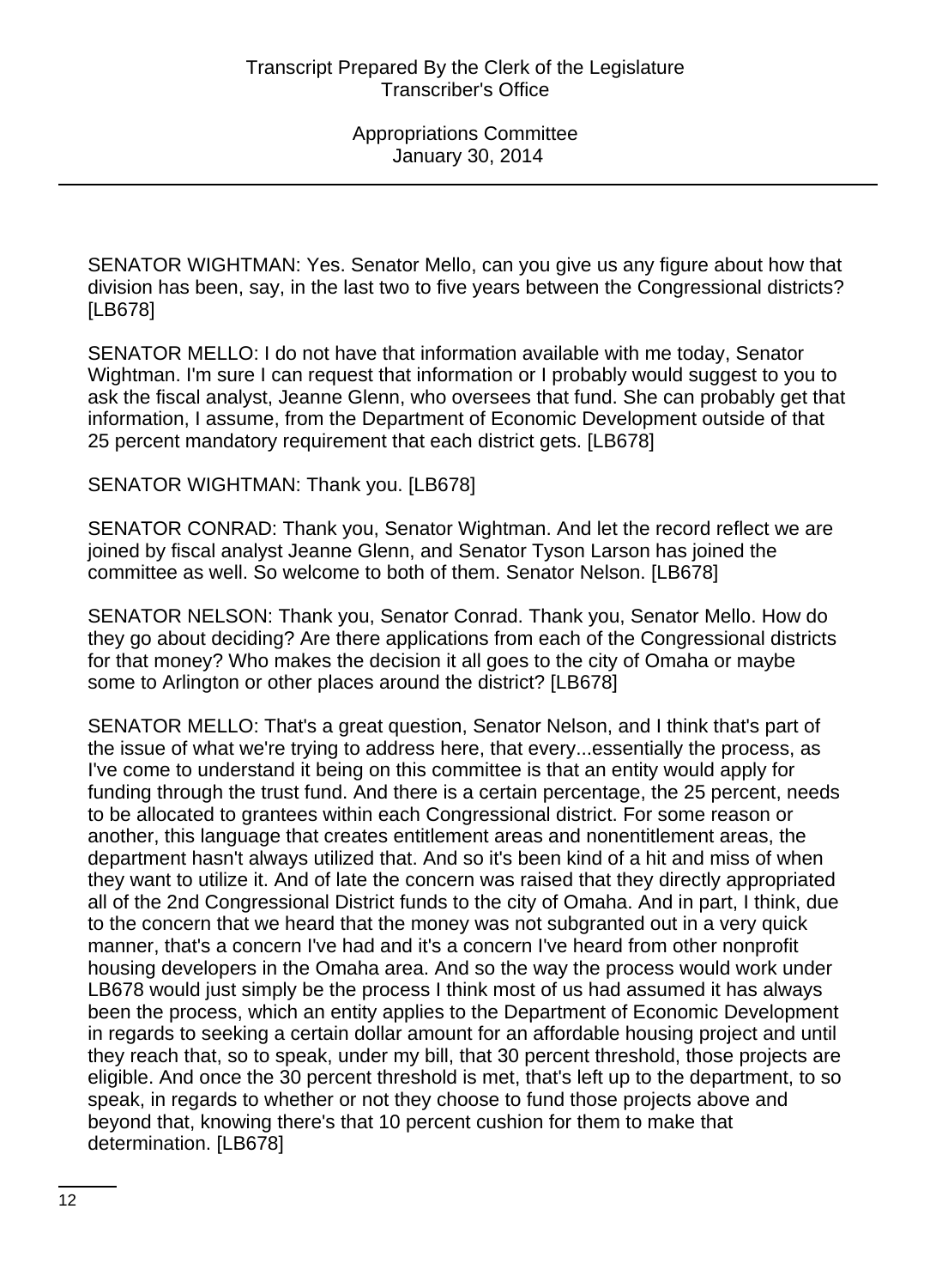SENATOR WIGHTMAN: Yes. Senator Mello, can you give us any figure about how that division has been, say, in the last two to five years between the Congressional districts? [LB678]

SENATOR MELLO: I do not have that information available with me today, Senator Wightman. I'm sure I can request that information or I probably would suggest to you to ask the fiscal analyst, Jeanne Glenn, who oversees that fund. She can probably get that information, I assume, from the Department of Economic Development outside of that 25 percent mandatory requirement that each district gets. [LB678]

SENATOR WIGHTMAN: Thank you. [LB678]

SENATOR CONRAD: Thank you, Senator Wightman. And let the record reflect we are joined by fiscal analyst Jeanne Glenn, and Senator Tyson Larson has joined the committee as well. So welcome to both of them. Senator Nelson. [LB678]

SENATOR NELSON: Thank you, Senator Conrad. Thank you, Senator Mello. How do they go about deciding? Are there applications from each of the Congressional districts for that money? Who makes the decision it all goes to the city of Omaha or maybe some to Arlington or other places around the district? [LB678]

SENATOR MELLO: That's a great question, Senator Nelson, and I think that's part of the issue of what we're trying to address here, that every...essentially the process, as I've come to understand it being on this committee is that an entity would apply for funding through the trust fund. And there is a certain percentage, the 25 percent, needs to be allocated to grantees within each Congressional district. For some reason or another, this language that creates entitlement areas and nonentitlement areas, the department hasn't always utilized that. And so it's been kind of a hit and miss of when they want to utilize it. And of late the concern was raised that they directly appropriated all of the 2nd Congressional District funds to the city of Omaha. And in part, I think, due to the concern that we heard that the money was not subgranted out in a very quick manner, that's a concern I've had and it's a concern I've heard from other nonprofit housing developers in the Omaha area. And so the way the process would work under LB678 would just simply be the process I think most of us had assumed it has always been the process, which an entity applies to the Department of Economic Development in regards to seeking a certain dollar amount for an affordable housing project and until they reach that, so to speak, under my bill, that 30 percent threshold, those projects are eligible. And once the 30 percent threshold is met, that's left up to the department, to so speak, in regards to whether or not they choose to fund those projects above and beyond that, knowing there's that 10 percent cushion for them to make that determination. [LB678]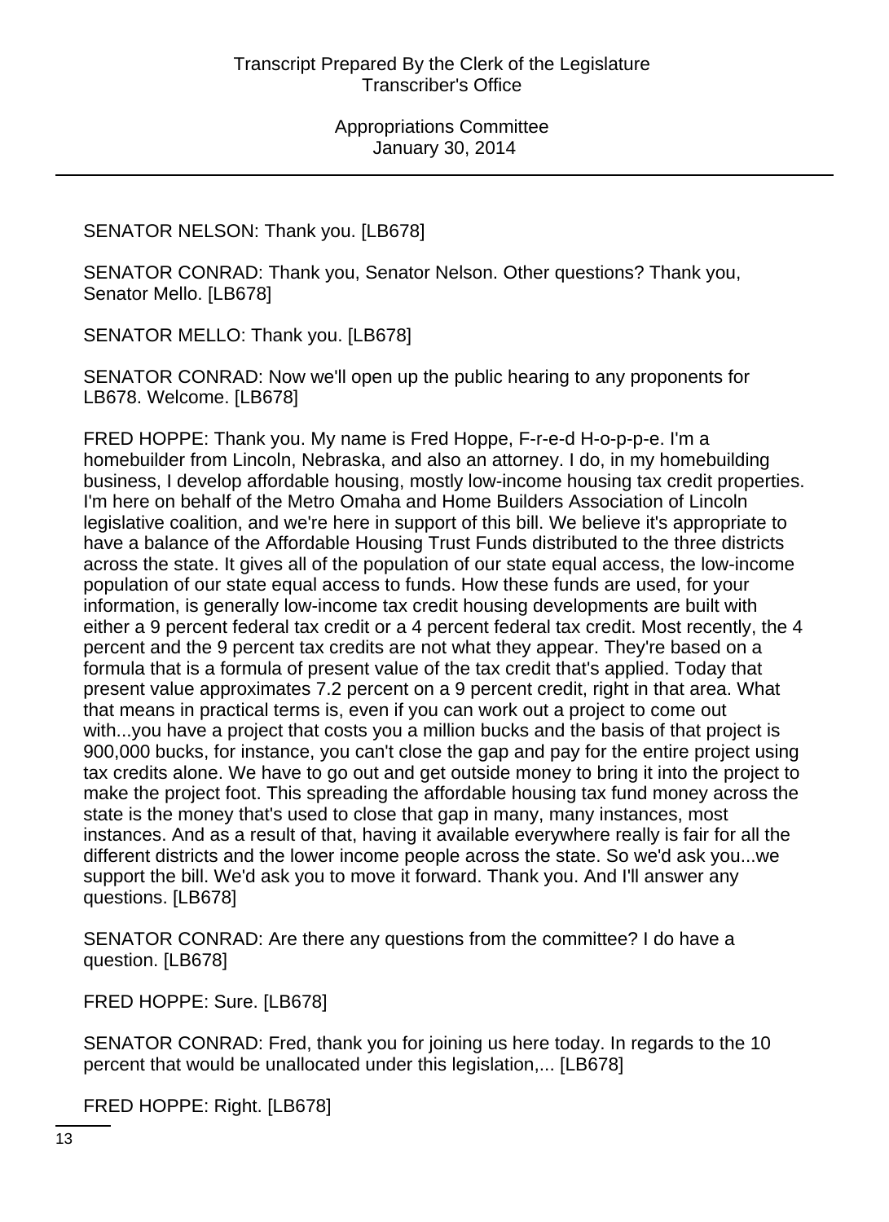SENATOR NELSON: Thank you. [LB678]

SENATOR CONRAD: Thank you, Senator Nelson. Other questions? Thank you, Senator Mello. [LB678]

SENATOR MELLO: Thank you. [LB678]

SENATOR CONRAD: Now we'll open up the public hearing to any proponents for LB678. Welcome. [LB678]

FRED HOPPE: Thank you. My name is Fred Hoppe, F-r-e-d H-o-p-p-e. I'm a homebuilder from Lincoln, Nebraska, and also an attorney. I do, in my homebuilding business, I develop affordable housing, mostly low-income housing tax credit properties. I'm here on behalf of the Metro Omaha and Home Builders Association of Lincoln legislative coalition, and we're here in support of this bill. We believe it's appropriate to have a balance of the Affordable Housing Trust Funds distributed to the three districts across the state. It gives all of the population of our state equal access, the low-income population of our state equal access to funds. How these funds are used, for your information, is generally low-income tax credit housing developments are built with either a 9 percent federal tax credit or a 4 percent federal tax credit. Most recently, the 4 percent and the 9 percent tax credits are not what they appear. They're based on a formula that is a formula of present value of the tax credit that's applied. Today that present value approximates 7.2 percent on a 9 percent credit, right in that area. What that means in practical terms is, even if you can work out a project to come out with...you have a project that costs you a million bucks and the basis of that project is 900,000 bucks, for instance, you can't close the gap and pay for the entire project using tax credits alone. We have to go out and get outside money to bring it into the project to make the project foot. This spreading the affordable housing tax fund money across the state is the money that's used to close that gap in many, many instances, most instances. And as a result of that, having it available everywhere really is fair for all the different districts and the lower income people across the state. So we'd ask you...we support the bill. We'd ask you to move it forward. Thank you. And I'll answer any questions. [LB678]

SENATOR CONRAD: Are there any questions from the committee? I do have a question. [LB678]

FRED HOPPE: Sure. [LB678]

SENATOR CONRAD: Fred, thank you for joining us here today. In regards to the 10 percent that would be unallocated under this legislation,... [LB678]

FRED HOPPE: Right. [LB678]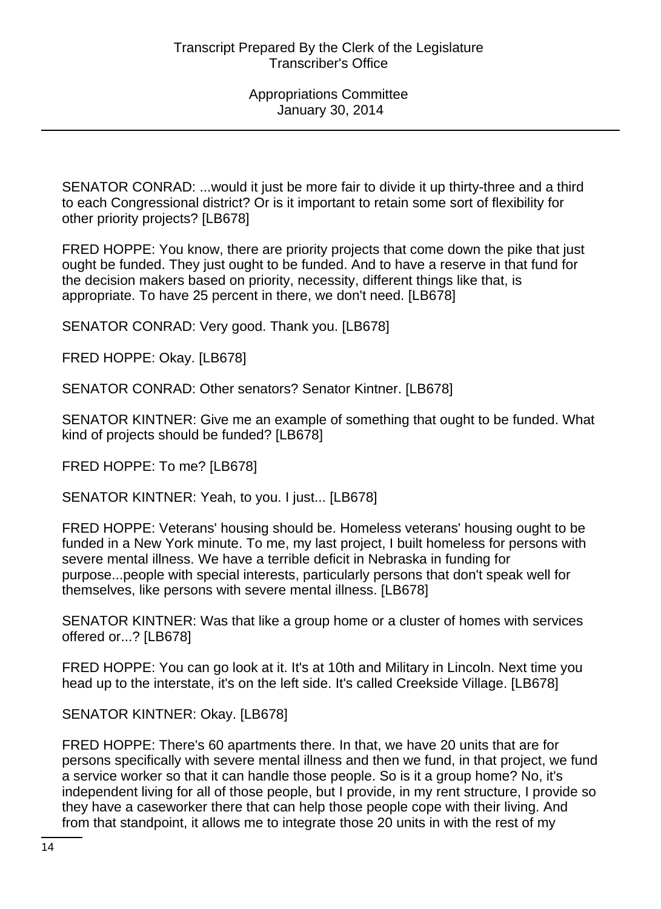SENATOR CONRAD: ...would it just be more fair to divide it up thirty-three and a third to each Congressional district? Or is it important to retain some sort of flexibility for other priority projects? [LB678]

FRED HOPPE: You know, there are priority projects that come down the pike that just ought be funded. They just ought to be funded. And to have a reserve in that fund for the decision makers based on priority, necessity, different things like that, is appropriate. To have 25 percent in there, we don't need. [LB678]

SENATOR CONRAD: Very good. Thank you. [LB678]

FRED HOPPE: Okay. [LB678]

SENATOR CONRAD: Other senators? Senator Kintner. [LB678]

SENATOR KINTNER: Give me an example of something that ought to be funded. What kind of projects should be funded? [LB678]

FRED HOPPE: To me? [LB678]

SENATOR KINTNER: Yeah, to you. I just... [LB678]

FRED HOPPE: Veterans' housing should be. Homeless veterans' housing ought to be funded in a New York minute. To me, my last project, I built homeless for persons with severe mental illness. We have a terrible deficit in Nebraska in funding for purpose...people with special interests, particularly persons that don't speak well for themselves, like persons with severe mental illness. [LB678]

SENATOR KINTNER: Was that like a group home or a cluster of homes with services offered or...? [LB678]

FRED HOPPE: You can go look at it. It's at 10th and Military in Lincoln. Next time you head up to the interstate, it's on the left side. It's called Creekside Village. [LB678]

SENATOR KINTNER: Okay. [LB678]

FRED HOPPE: There's 60 apartments there. In that, we have 20 units that are for persons specifically with severe mental illness and then we fund, in that project, we fund a service worker so that it can handle those people. So is it a group home? No, it's independent living for all of those people, but I provide, in my rent structure, I provide so they have a caseworker there that can help those people cope with their living. And from that standpoint, it allows me to integrate those 20 units in with the rest of my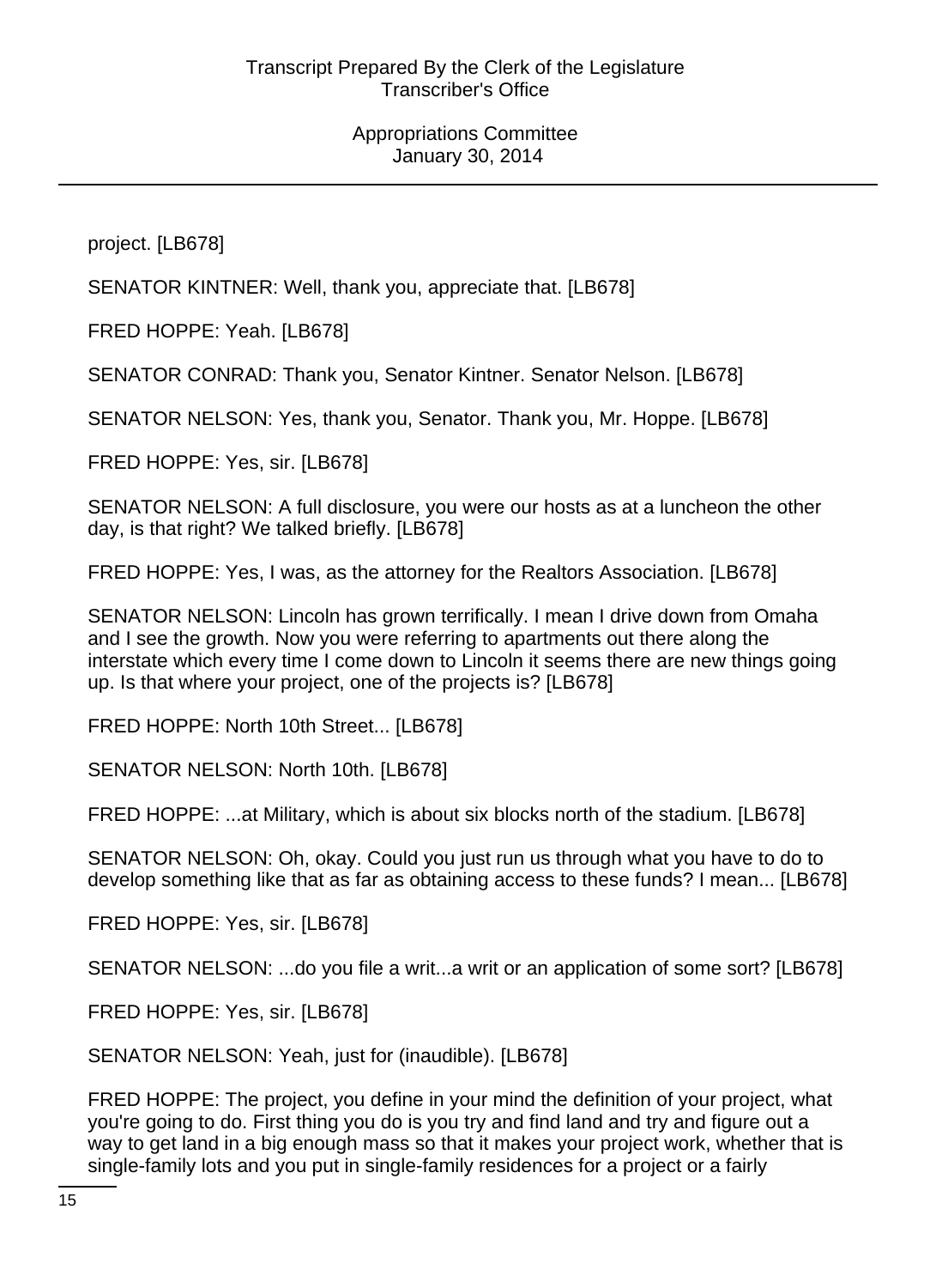project. [LB678]

SENATOR KINTNER: Well, thank you, appreciate that. [LB678]

FRED HOPPE: Yeah. [LB678]

SENATOR CONRAD: Thank you, Senator Kintner. Senator Nelson. [LB678]

SENATOR NELSON: Yes, thank you, Senator. Thank you, Mr. Hoppe. [LB678]

FRED HOPPE: Yes, sir. [LB678]

SENATOR NELSON: A full disclosure, you were our hosts as at a luncheon the other day, is that right? We talked briefly. [LB678]

FRED HOPPE: Yes, I was, as the attorney for the Realtors Association. [LB678]

SENATOR NELSON: Lincoln has grown terrifically. I mean I drive down from Omaha and I see the growth. Now you were referring to apartments out there along the interstate which every time I come down to Lincoln it seems there are new things going up. Is that where your project, one of the projects is? [LB678]

FRED HOPPE: North 10th Street... [LB678]

SENATOR NELSON: North 10th. [LB678]

FRED HOPPE: ...at Military, which is about six blocks north of the stadium. [LB678]

SENATOR NELSON: Oh, okay. Could you just run us through what you have to do to develop something like that as far as obtaining access to these funds? I mean... [LB678]

FRED HOPPE: Yes, sir. [LB678]

SENATOR NELSON: ...do you file a writ...a writ or an application of some sort? [LB678]

FRED HOPPE: Yes, sir. [LB678]

SENATOR NELSON: Yeah, just for (inaudible). [LB678]

FRED HOPPE: The project, you define in your mind the definition of your project, what you're going to do. First thing you do is you try and find land and try and figure out a way to get land in a big enough mass so that it makes your project work, whether that is single-family lots and you put in single-family residences for a project or a fairly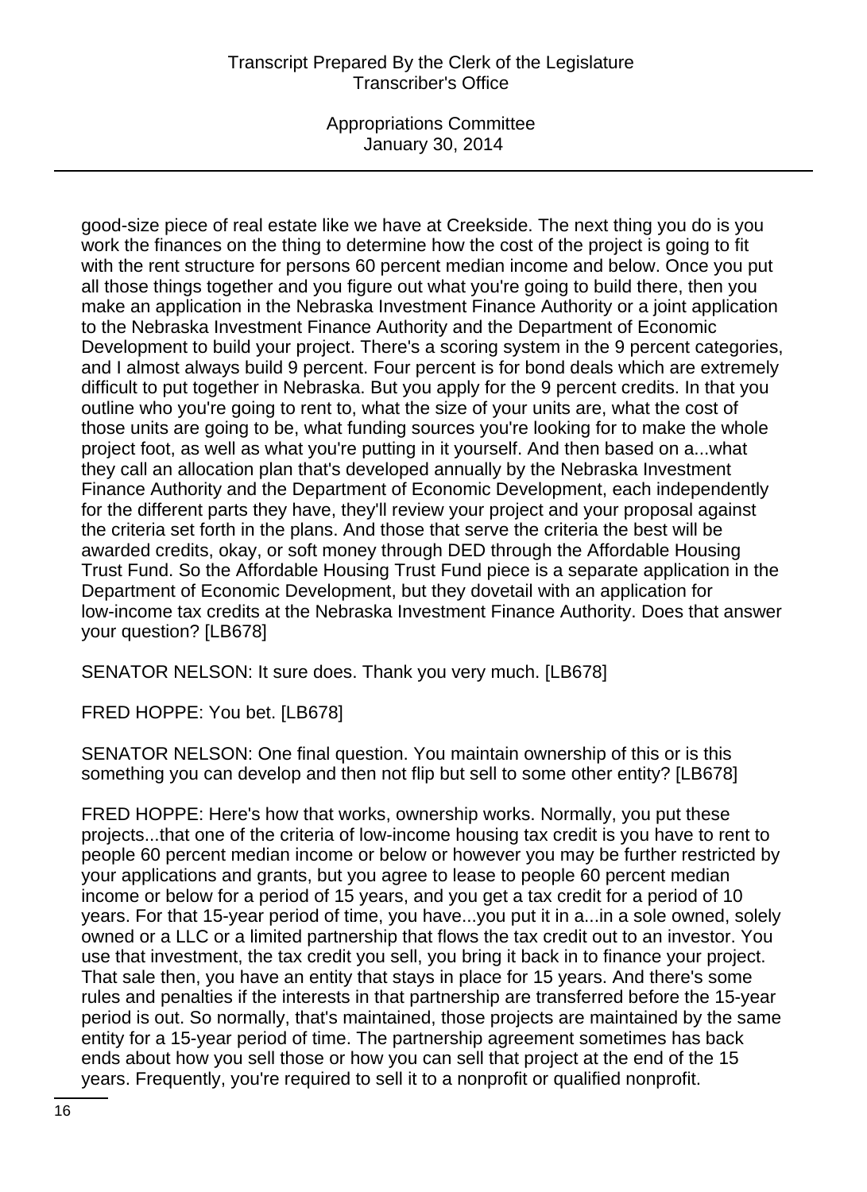good-size piece of real estate like we have at Creekside. The next thing you do is you work the finances on the thing to determine how the cost of the project is going to fit with the rent structure for persons 60 percent median income and below. Once you put all those things together and you figure out what you're going to build there, then you make an application in the Nebraska Investment Finance Authority or a joint application to the Nebraska Investment Finance Authority and the Department of Economic Development to build your project. There's a scoring system in the 9 percent categories, and I almost always build 9 percent. Four percent is for bond deals which are extremely difficult to put together in Nebraska. But you apply for the 9 percent credits. In that you outline who you're going to rent to, what the size of your units are, what the cost of those units are going to be, what funding sources you're looking for to make the whole project foot, as well as what you're putting in it yourself. And then based on a...what they call an allocation plan that's developed annually by the Nebraska Investment Finance Authority and the Department of Economic Development, each independently for the different parts they have, they'll review your project and your proposal against the criteria set forth in the plans. And those that serve the criteria the best will be awarded credits, okay, or soft money through DED through the Affordable Housing Trust Fund. So the Affordable Housing Trust Fund piece is a separate application in the Department of Economic Development, but they dovetail with an application for low-income tax credits at the Nebraska Investment Finance Authority. Does that answer your question? [LB678]

SENATOR NELSON: It sure does. Thank you very much. [LB678]

FRED HOPPE: You bet. [LB678]

SENATOR NELSON: One final question. You maintain ownership of this or is this something you can develop and then not flip but sell to some other entity? [LB678]

FRED HOPPE: Here's how that works, ownership works. Normally, you put these projects...that one of the criteria of low-income housing tax credit is you have to rent to people 60 percent median income or below or however you may be further restricted by your applications and grants, but you agree to lease to people 60 percent median income or below for a period of 15 years, and you get a tax credit for a period of 10 years. For that 15-year period of time, you have...you put it in a...in a sole owned, solely owned or a LLC or a limited partnership that flows the tax credit out to an investor. You use that investment, the tax credit you sell, you bring it back in to finance your project. That sale then, you have an entity that stays in place for 15 years. And there's some rules and penalties if the interests in that partnership are transferred before the 15-year period is out. So normally, that's maintained, those projects are maintained by the same entity for a 15-year period of time. The partnership agreement sometimes has back ends about how you sell those or how you can sell that project at the end of the 15 years. Frequently, you're required to sell it to a nonprofit or qualified nonprofit.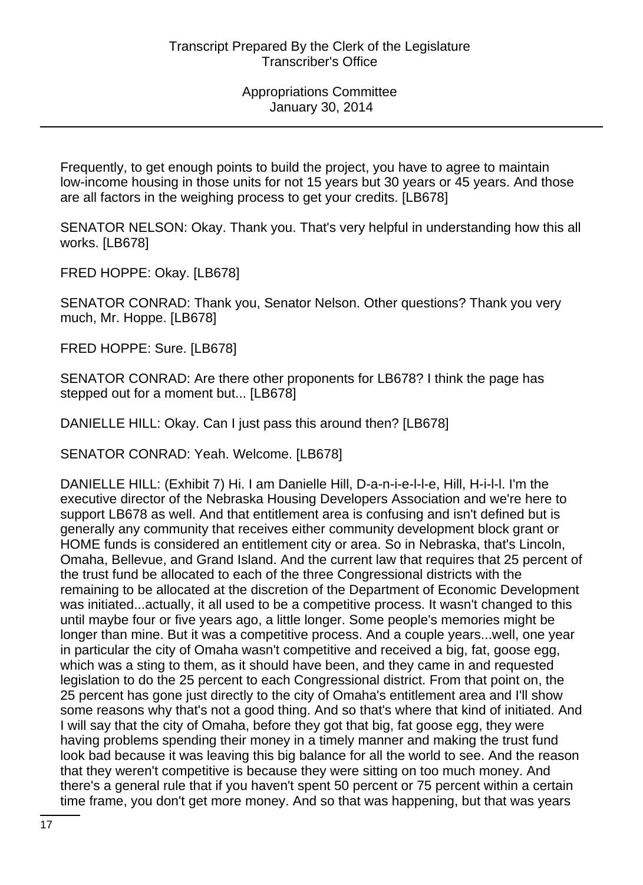Frequently, to get enough points to build the project, you have to agree to maintain low-income housing in those units for not 15 years but 30 years or 45 years. And those are all factors in the weighing process to get your credits. [LB678]

SENATOR NELSON: Okay. Thank you. That's very helpful in understanding how this all works. [LB678]

FRED HOPPE: Okay. [LB678]

SENATOR CONRAD: Thank you, Senator Nelson. Other questions? Thank you very much, Mr. Hoppe. [LB678]

FRED HOPPE: Sure. [LB678]

SENATOR CONRAD: Are there other proponents for LB678? I think the page has stepped out for a moment but... [LB678]

DANIELLE HILL: Okay. Can I just pass this around then? [LB678]

SENATOR CONRAD: Yeah. Welcome. [LB678]

DANIELLE HILL: (Exhibit 7) Hi. I am Danielle Hill, D-a-n-i-e-l-l-e, Hill, H-i-l-l. I'm the executive director of the Nebraska Housing Developers Association and we're here to support LB678 as well. And that entitlement area is confusing and isn't defined but is generally any community that receives either community development block grant or HOME funds is considered an entitlement city or area. So in Nebraska, that's Lincoln, Omaha, Bellevue, and Grand Island. And the current law that requires that 25 percent of the trust fund be allocated to each of the three Congressional districts with the remaining to be allocated at the discretion of the Department of Economic Development was initiated...actually, it all used to be a competitive process. It wasn't changed to this until maybe four or five years ago, a little longer. Some people's memories might be longer than mine. But it was a competitive process. And a couple years...well, one year in particular the city of Omaha wasn't competitive and received a big, fat, goose egg, which was a sting to them, as it should have been, and they came in and requested legislation to do the 25 percent to each Congressional district. From that point on, the 25 percent has gone just directly to the city of Omaha's entitlement area and I'll show some reasons why that's not a good thing. And so that's where that kind of initiated. And I will say that the city of Omaha, before they got that big, fat goose egg, they were having problems spending their money in a timely manner and making the trust fund look bad because it was leaving this big balance for all the world to see. And the reason that they weren't competitive is because they were sitting on too much money. And there's a general rule that if you haven't spent 50 percent or 75 percent within a certain time frame, you don't get more money. And so that was happening, but that was years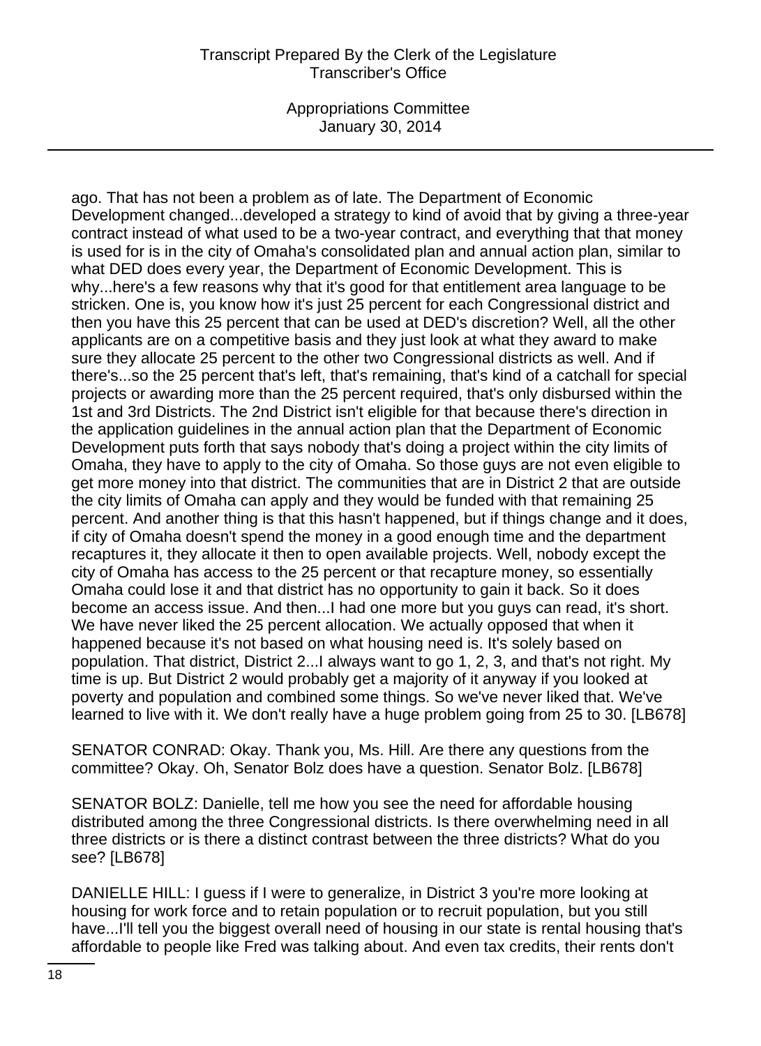ago. That has not been a problem as of late. The Department of Economic Development changed...developed a strategy to kind of avoid that by giving a three-year contract instead of what used to be a two-year contract, and everything that that money is used for is in the city of Omaha's consolidated plan and annual action plan, similar to what DED does every year, the Department of Economic Development. This is why...here's a few reasons why that it's good for that entitlement area language to be stricken. One is, you know how it's just 25 percent for each Congressional district and then you have this 25 percent that can be used at DED's discretion? Well, all the other applicants are on a competitive basis and they just look at what they award to make sure they allocate 25 percent to the other two Congressional districts as well. And if there's...so the 25 percent that's left, that's remaining, that's kind of a catchall for special projects or awarding more than the 25 percent required, that's only disbursed within the 1st and 3rd Districts. The 2nd District isn't eligible for that because there's direction in the application guidelines in the annual action plan that the Department of Economic Development puts forth that says nobody that's doing a project within the city limits of Omaha, they have to apply to the city of Omaha. So those guys are not even eligible to get more money into that district. The communities that are in District 2 that are outside the city limits of Omaha can apply and they would be funded with that remaining 25 percent. And another thing is that this hasn't happened, but if things change and it does, if city of Omaha doesn't spend the money in a good enough time and the department recaptures it, they allocate it then to open available projects. Well, nobody except the city of Omaha has access to the 25 percent or that recapture money, so essentially Omaha could lose it and that district has no opportunity to gain it back. So it does become an access issue. And then...I had one more but you guys can read, it's short. We have never liked the 25 percent allocation. We actually opposed that when it happened because it's not based on what housing need is. It's solely based on population. That district, District 2...I always want to go 1, 2, 3, and that's not right. My time is up. But District 2 would probably get a majority of it anyway if you looked at poverty and population and combined some things. So we've never liked that. We've learned to live with it. We don't really have a huge problem going from 25 to 30. [LB678]

SENATOR CONRAD: Okay. Thank you, Ms. Hill. Are there any questions from the committee? Okay. Oh, Senator Bolz does have a question. Senator Bolz. [LB678]

SENATOR BOLZ: Danielle, tell me how you see the need for affordable housing distributed among the three Congressional districts. Is there overwhelming need in all three districts or is there a distinct contrast between the three districts? What do you see? [LB678]

DANIELLE HILL: I guess if I were to generalize, in District 3 you're more looking at housing for work force and to retain population or to recruit population, but you still have...I'll tell you the biggest overall need of housing in our state is rental housing that's affordable to people like Fred was talking about. And even tax credits, their rents don't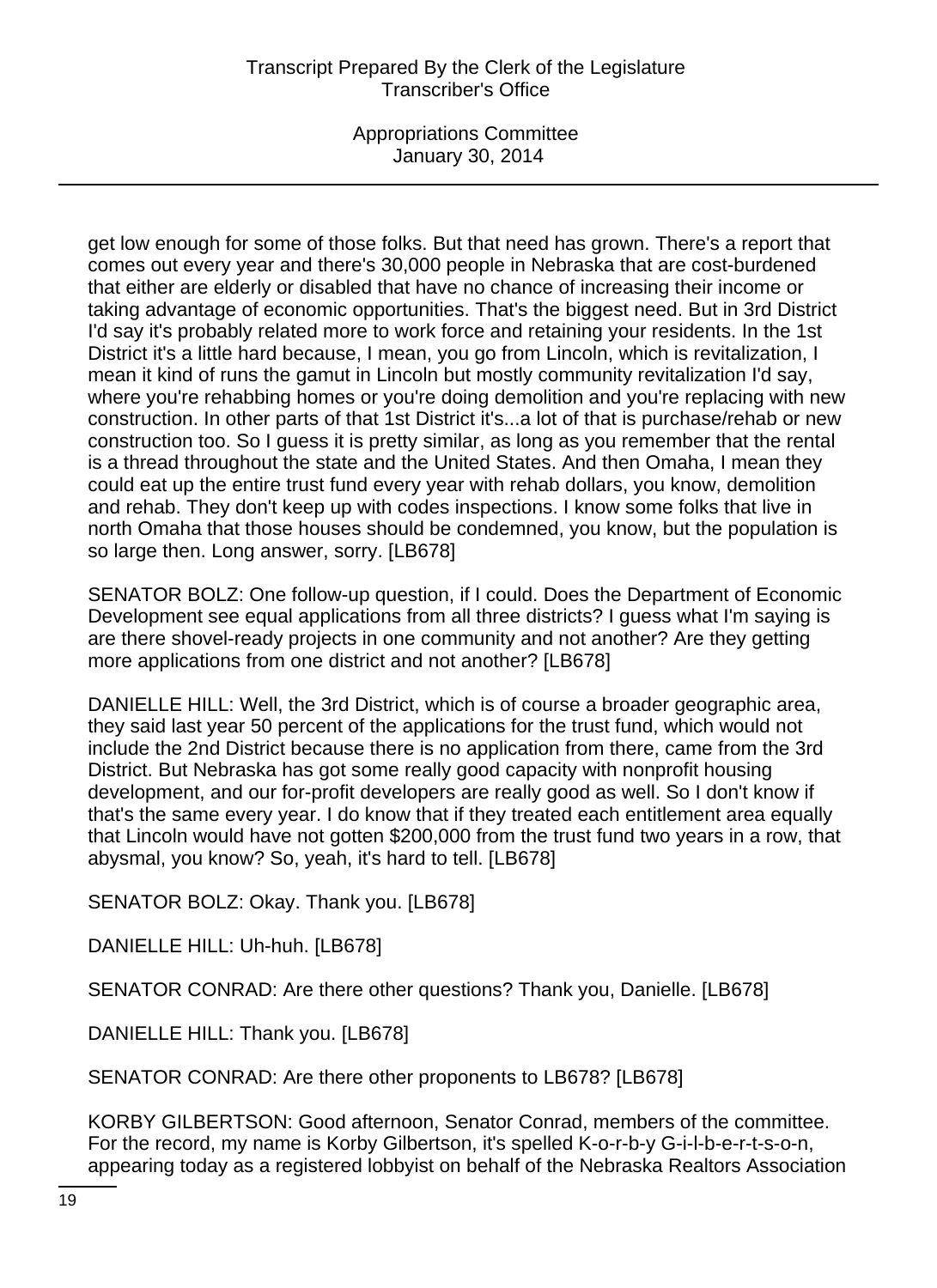get low enough for some of those folks. But that need has grown. There's a report that comes out every year and there's 30,000 people in Nebraska that are cost-burdened that either are elderly or disabled that have no chance of increasing their income or taking advantage of economic opportunities. That's the biggest need. But in 3rd District I'd say it's probably related more to work force and retaining your residents. In the 1st District it's a little hard because, I mean, you go from Lincoln, which is revitalization, I mean it kind of runs the gamut in Lincoln but mostly community revitalization I'd say, where you're rehabbing homes or you're doing demolition and you're replacing with new construction. In other parts of that 1st District it's...a lot of that is purchase/rehab or new construction too. So I guess it is pretty similar, as long as you remember that the rental is a thread throughout the state and the United States. And then Omaha, I mean they could eat up the entire trust fund every year with rehab dollars, you know, demolition and rehab. They don't keep up with codes inspections. I know some folks that live in north Omaha that those houses should be condemned, you know, but the population is so large then. Long answer, sorry. [LB678]

SENATOR BOLZ: One follow-up question, if I could. Does the Department of Economic Development see equal applications from all three districts? I guess what I'm saying is are there shovel-ready projects in one community and not another? Are they getting more applications from one district and not another? [LB678]

DANIELLE HILL: Well, the 3rd District, which is of course a broader geographic area, they said last year 50 percent of the applications for the trust fund, which would not include the 2nd District because there is no application from there, came from the 3rd District. But Nebraska has got some really good capacity with nonprofit housing development, and our for-profit developers are really good as well. So I don't know if that's the same every year. I do know that if they treated each entitlement area equally that Lincoln would have not gotten $200,000 from the trust fund two years in a row, that abysmal, you know? So, yeah, it's hard to tell. [LB678]

SENATOR BOLZ: Okay. Thank you. [LB678]

DANIELLE HILL: Uh-huh. [LB678]

SENATOR CONRAD: Are there other questions? Thank you, Danielle. [LB678]

DANIELLE HILL: Thank you. [LB678]

SENATOR CONRAD: Are there other proponents to LB678? [LB678]

KORBY GILBERTSON: Good afternoon, Senator Conrad, members of the committee. For the record, my name is Korby Gilbertson, it's spelled K-o-r-b-y G-i-l-b-e-r-t-s-o-n, appearing today as a registered lobbyist on behalf of the Nebraska Realtors Association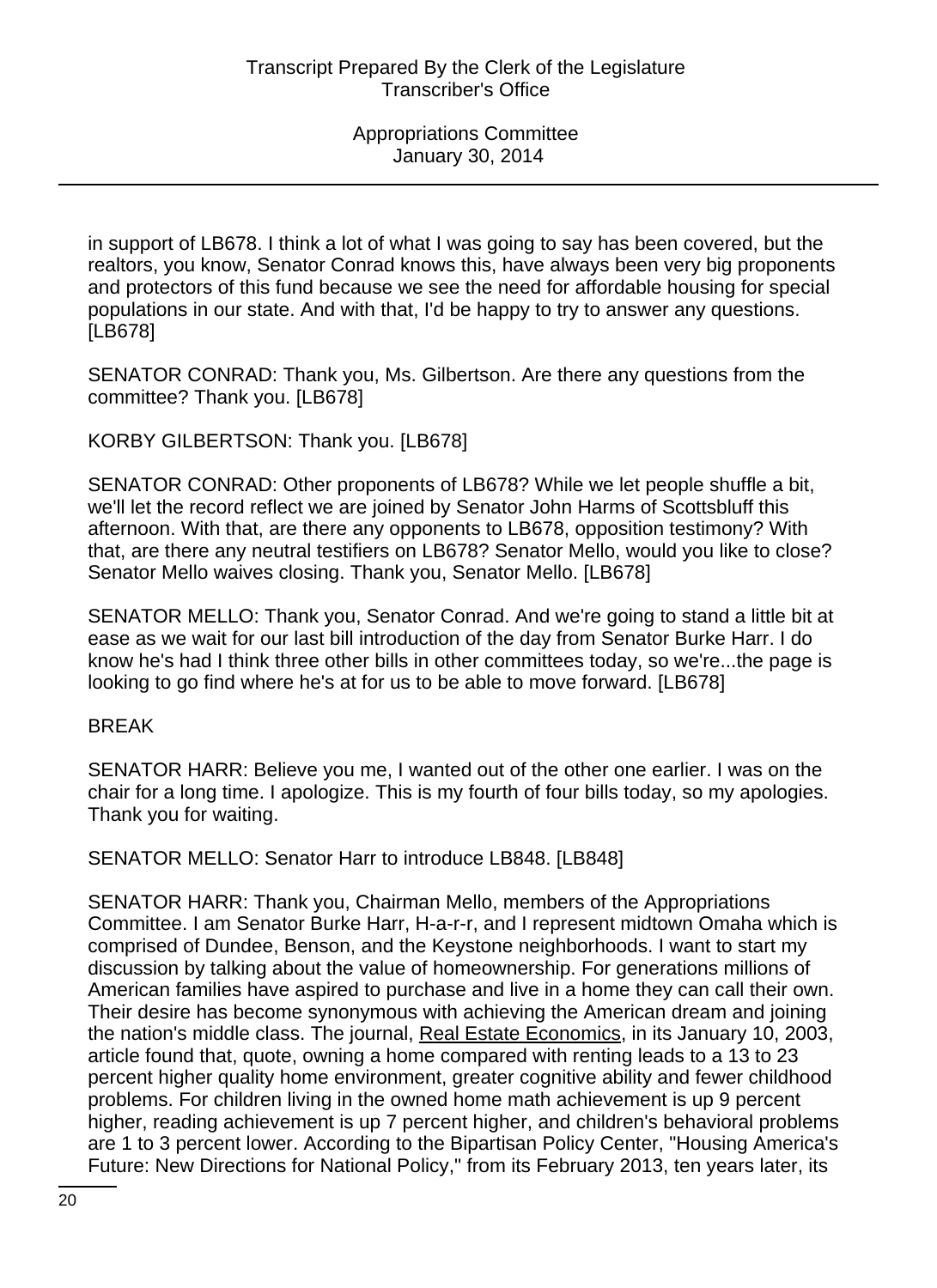in support of LB678. I think a lot of what I was going to say has been covered, but the realtors, you know, Senator Conrad knows this, have always been very big proponents and protectors of this fund because we see the need for affordable housing for special populations in our state. And with that, I'd be happy to try to answer any questions. [LB678]

SENATOR CONRAD: Thank you, Ms. Gilbertson. Are there any questions from the committee? Thank you. [LB678]

KORBY GILBERTSON: Thank you. [LB678]

SENATOR CONRAD: Other proponents of LB678? While we let people shuffle a bit, we'll let the record reflect we are joined by Senator John Harms of Scottsbluff this afternoon. With that, are there any opponents to LB678, opposition testimony? With that, are there any neutral testifiers on LB678? Senator Mello, would you like to close? Senator Mello waives closing. Thank you, Senator Mello. [LB678]

SENATOR MELLO: Thank you, Senator Conrad. And we're going to stand a little bit at ease as we wait for our last bill introduction of the day from Senator Burke Harr. I do know he's had I think three other bills in other committees today, so we're...the page is looking to go find where he's at for us to be able to move forward. [LB678]

BREAK

SENATOR HARR: Believe you me, I wanted out of the other one earlier. I was on the chair for a long time. I apologize. This is my fourth of four bills today, so my apologies. Thank you for waiting.

SENATOR MELLO: Senator Harr to introduce LB848. [LB848]

SENATOR HARR: Thank you, Chairman Mello, members of the Appropriations Committee. I am Senator Burke Harr, H-a-r-r, and I represent midtown Omaha which is comprised of Dundee, Benson, and the Keystone neighborhoods. I want to start my discussion by talking about the value of homeownership. For generations millions of American families have aspired to purchase and live in a home they can call their own. Their desire has become synonymous with achieving the American dream and joining the nation's middle class. The journal, Real Estate Economics, in its January 10, 2003, article found that, quote, owning a home compared with renting leads to a 13 to 23 percent higher quality home environment, greater cognitive ability and fewer childhood problems. For children living in the owned home math achievement is up 9 percent higher, reading achievement is up 7 percent higher, and children's behavioral problems are 1 to 3 percent lower. According to the Bipartisan Policy Center, "Housing America's Future: New Directions for National Policy," from its February 2013, ten years later, its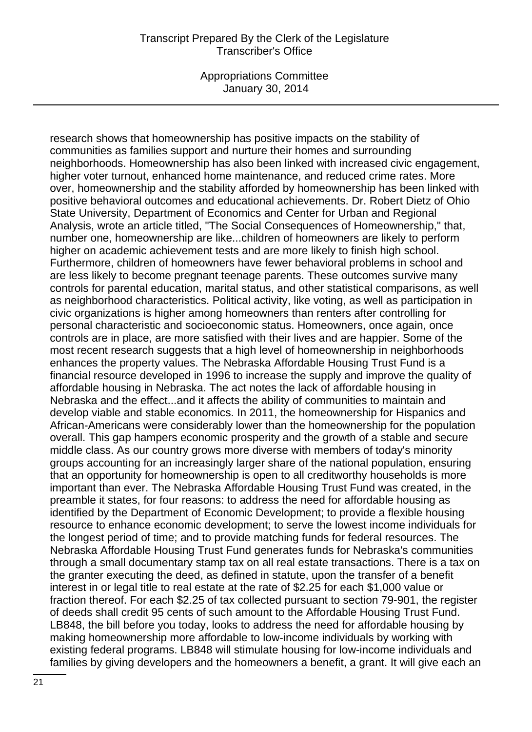research shows that homeownership has positive impacts on the stability of communities as families support and nurture their homes and surrounding neighborhoods. Homeownership has also been linked with increased civic engagement, higher voter turnout, enhanced home maintenance, and reduced crime rates. More over, homeownership and the stability afforded by homeownership has been linked with positive behavioral outcomes and educational achievements. Dr. Robert Dietz of Ohio State University, Department of Economics and Center for Urban and Regional Analysis, wrote an article titled, "The Social Consequences of Homeownership," that, number one, homeownership are like...children of homeowners are likely to perform higher on academic achievement tests and are more likely to finish high school. Furthermore, children of homeowners have fewer behavioral problems in school and are less likely to become pregnant teenage parents. These outcomes survive many controls for parental education, marital status, and other statistical comparisons, as well as neighborhood characteristics. Political activity, like voting, as well as participation in civic organizations is higher among homeowners than renters after controlling for personal characteristic and socioeconomic status. Homeowners, once again, once controls are in place, are more satisfied with their lives and are happier. Some of the most recent research suggests that a high level of homeownership in neighborhoods enhances the property values. The Nebraska Affordable Housing Trust Fund is a financial resource developed in 1996 to increase the supply and improve the quality of affordable housing in Nebraska. The act notes the lack of affordable housing in Nebraska and the effect...and it affects the ability of communities to maintain and develop viable and stable economics. In 2011, the homeownership for Hispanics and African-Americans were considerably lower than the homeownership for the population overall. This gap hampers economic prosperity and the growth of a stable and secure middle class. As our country grows more diverse with members of today's minority groups accounting for an increasingly larger share of the national population, ensuring that an opportunity for homeownership is open to all creditworthy households is more important than ever. The Nebraska Affordable Housing Trust Fund was created, in the preamble it states, for four reasons: to address the need for affordable housing as identified by the Department of Economic Development; to provide a flexible housing resource to enhance economic development; to serve the lowest income individuals for the longest period of time; and to provide matching funds for federal resources. The Nebraska Affordable Housing Trust Fund generates funds for Nebraska's communities through a small documentary stamp tax on all real estate transactions. There is a tax on the granter executing the deed, as defined in statute, upon the transfer of a benefit interest in or legal title to real estate at the rate of $2.25 for each $1,000 value or fraction thereof. For each $2.25 of tax collected pursuant to section 79-901, the register of deeds shall credit 95 cents of such amount to the Affordable Housing Trust Fund. LB848, the bill before you today, looks to address the need for affordable housing by making homeownership more affordable to low-income individuals by working with existing federal programs. LB848 will stimulate housing for low-income individuals and families by giving developers and the homeowners a benefit, a grant. It will give each an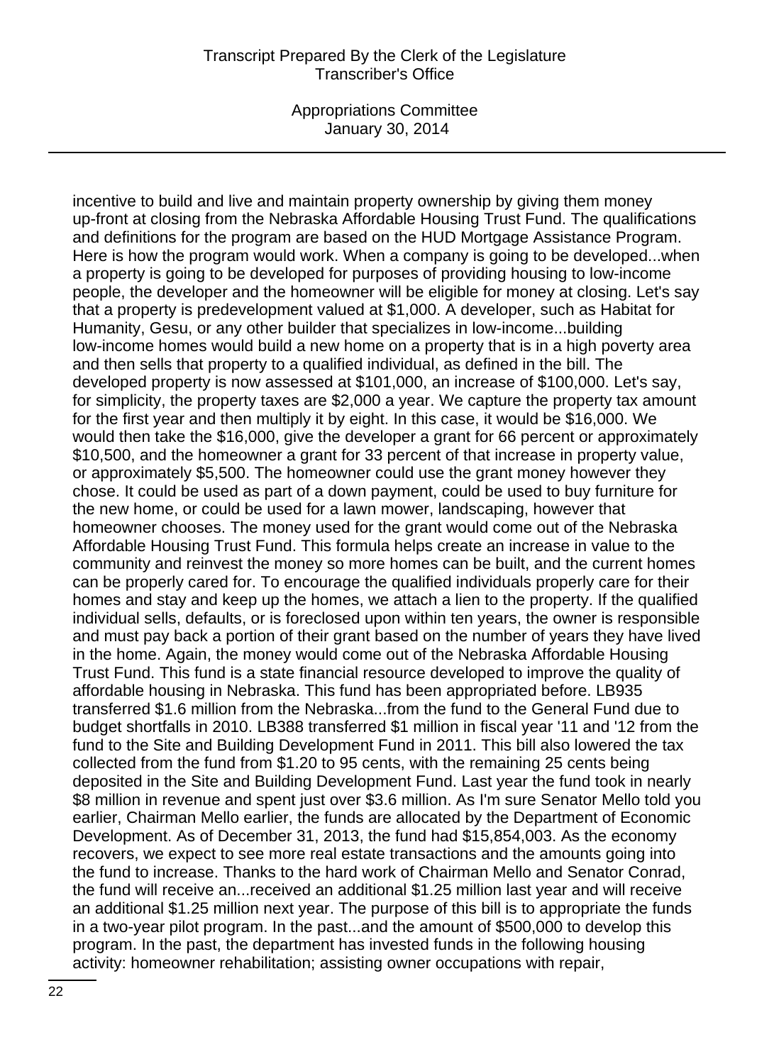incentive to build and live and maintain property ownership by giving them money up-front at closing from the Nebraska Affordable Housing Trust Fund. The qualifications and definitions for the program are based on the HUD Mortgage Assistance Program. Here is how the program would work. When a company is going to be developed...when a property is going to be developed for purposes of providing housing to low-income people, the developer and the homeowner will be eligible for money at closing. Let's say that a property is predevelopment valued at $1,000. A developer, such as Habitat for Humanity, Gesu, or any other builder that specializes in low-income...building low-income homes would build a new home on a property that is in a high poverty area and then sells that property to a qualified individual, as defined in the bill. The developed property is now assessed at $101,000, an increase of $100,000. Let's say, for simplicity, the property taxes are $2,000 a year. We capture the property tax amount for the first year and then multiply it by eight. In this case, it would be $16,000. We would then take the $16,000, give the developer a grant for 66 percent or approximately $10,500, and the homeowner a grant for 33 percent of that increase in property value, or approximately $5,500. The homeowner could use the grant money however they chose. It could be used as part of a down payment, could be used to buy furniture for the new home, or could be used for a lawn mower, landscaping, however that homeowner chooses. The money used for the grant would come out of the Nebraska Affordable Housing Trust Fund. This formula helps create an increase in value to the community and reinvest the money so more homes can be built, and the current homes can be properly cared for. To encourage the qualified individuals properly care for their homes and stay and keep up the homes, we attach a lien to the property. If the qualified individual sells, defaults, or is foreclosed upon within ten years, the owner is responsible and must pay back a portion of their grant based on the number of years they have lived in the home. Again, the money would come out of the Nebraska Affordable Housing Trust Fund. This fund is a state financial resource developed to improve the quality of affordable housing in Nebraska. This fund has been appropriated before. LB935 transferred $1.6 million from the Nebraska...from the fund to the General Fund due to budget shortfalls in 2010. LB388 transferred $1 million in fiscal year '11 and '12 from the fund to the Site and Building Development Fund in 2011. This bill also lowered the tax collected from the fund from $1.20 to 95 cents, with the remaining 25 cents being deposited in the Site and Building Development Fund. Last year the fund took in nearly $8 million in revenue and spent just over $3.6 million. As I'm sure Senator Mello told you earlier, Chairman Mello earlier, the funds are allocated by the Department of Economic Development. As of December 31, 2013, the fund had $15,854,003. As the economy recovers, we expect to see more real estate transactions and the amounts going into the fund to increase. Thanks to the hard work of Chairman Mello and Senator Conrad, the fund will receive an...received an additional $1.25 million last year and will receive an additional $1.25 million next year. The purpose of this bill is to appropriate the funds in a two-year pilot program. In the past...and the amount of $500,000 to develop this program. In the past, the department has invested funds in the following housing activity: homeowner rehabilitation; assisting owner occupations with repair,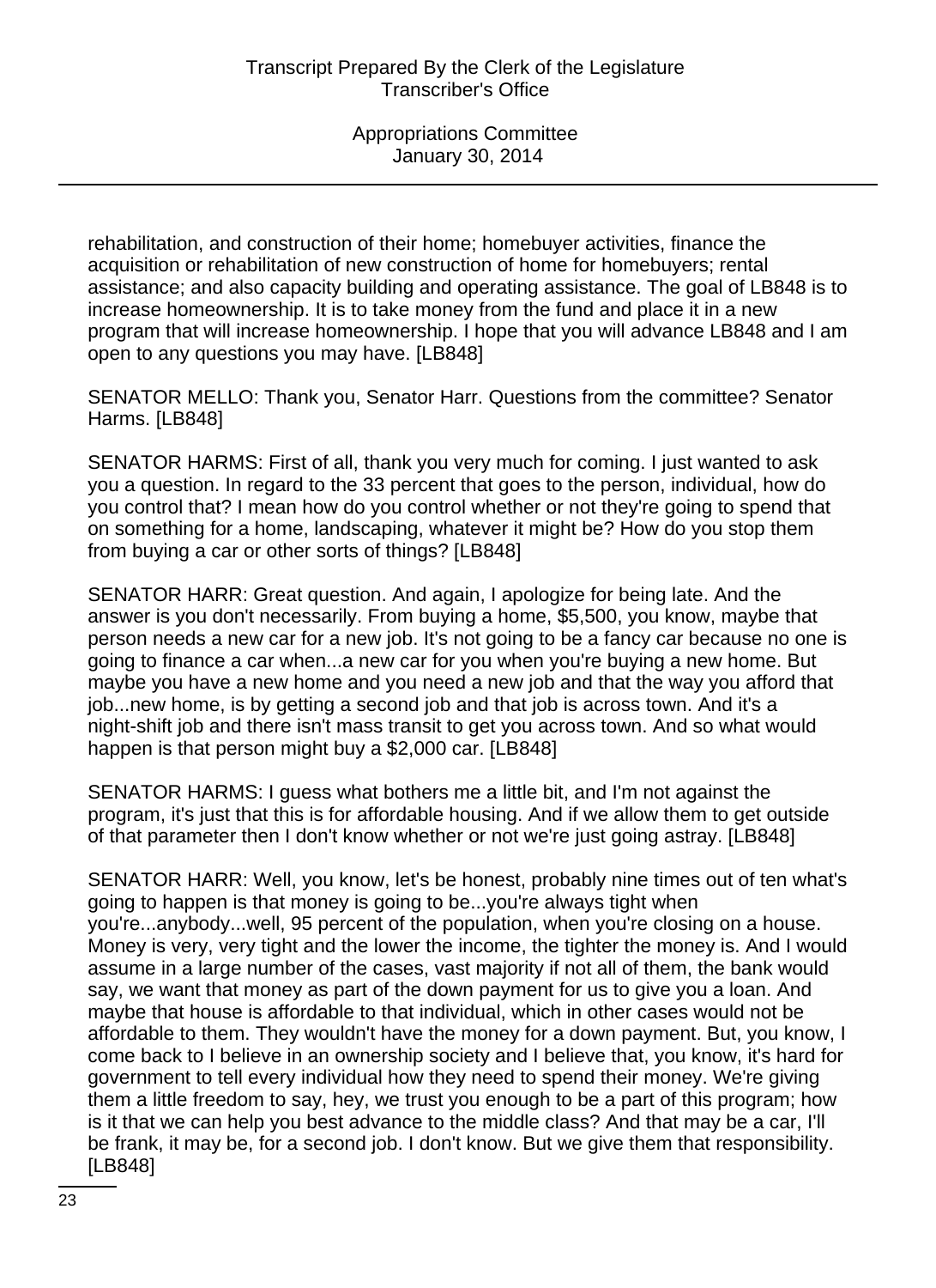rehabilitation, and construction of their home; homebuyer activities, finance the acquisition or rehabilitation of new construction of home for homebuyers; rental assistance; and also capacity building and operating assistance. The goal of LB848 is to increase homeownership. It is to take money from the fund and place it in a new program that will increase homeownership. I hope that you will advance LB848 and I am open to any questions you may have. [LB848]

SENATOR MELLO: Thank you, Senator Harr. Questions from the committee? Senator Harms. [LB848]

SENATOR HARMS: First of all, thank you very much for coming. I just wanted to ask you a question. In regard to the 33 percent that goes to the person, individual, how do you control that? I mean how do you control whether or not they're going to spend that on something for a home, landscaping, whatever it might be? How do you stop them from buying a car or other sorts of things? [LB848]

SENATOR HARR: Great question. And again, I apologize for being late. And the answer is you don't necessarily. From buying a home, $5,500, you know, maybe that person needs a new car for a new job. It's not going to be a fancy car because no one is going to finance a car when...a new car for you when you're buying a new home. But maybe you have a new home and you need a new job and that the way you afford that job...new home, is by getting a second job and that job is across town. And it's a night-shift job and there isn't mass transit to get you across town. And so what would happen is that person might buy a $2,000 car. [LB848]

SENATOR HARMS: I guess what bothers me a little bit, and I'm not against the program, it's just that this is for affordable housing. And if we allow them to get outside of that parameter then I don't know whether or not we're just going astray. [LB848]

SENATOR HARR: Well, you know, let's be honest, probably nine times out of ten what's going to happen is that money is going to be...you're always tight when you're...anybody...well, 95 percent of the population, when you're closing on a house. Money is very, very tight and the lower the income, the tighter the money is. And I would assume in a large number of the cases, vast majority if not all of them, the bank would say, we want that money as part of the down payment for us to give you a loan. And maybe that house is affordable to that individual, which in other cases would not be affordable to them. They wouldn't have the money for a down payment. But, you know, I come back to I believe in an ownership society and I believe that, you know, it's hard for government to tell every individual how they need to spend their money. We're giving them a little freedom to say, hey, we trust you enough to be a part of this program; how is it that we can help you best advance to the middle class? And that may be a car, I'll be frank, it may be, for a second job. I don't know. But we give them that responsibility. [LB848]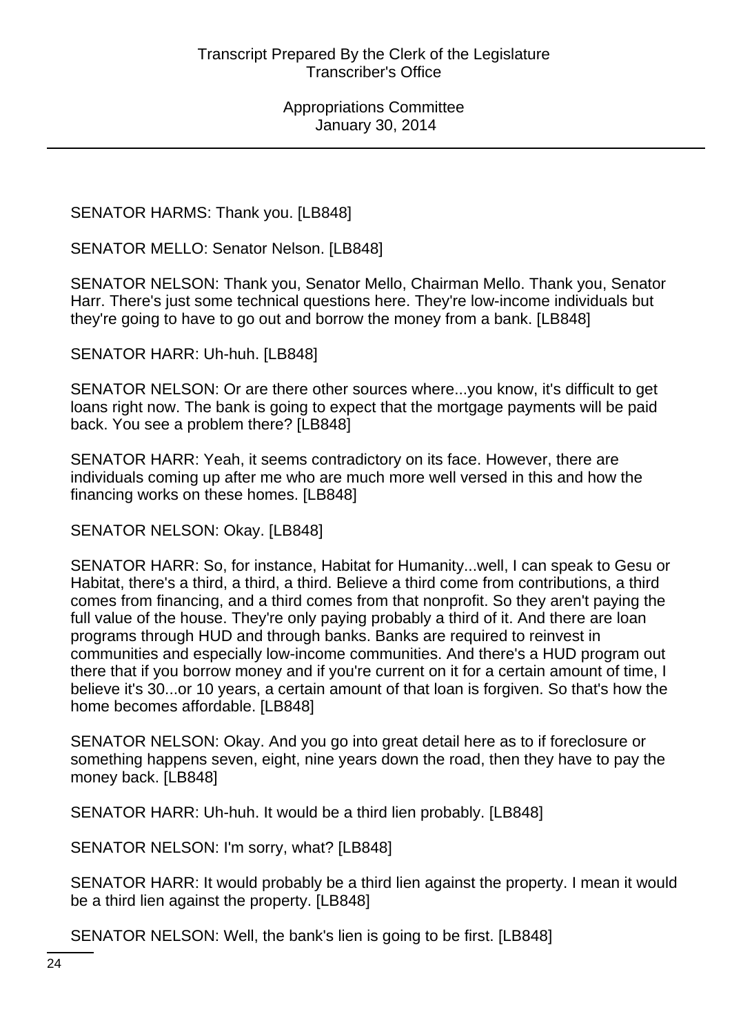SENATOR HARMS: Thank you. [LB848]

SENATOR MELLO: Senator Nelson. [LB848]

SENATOR NELSON: Thank you, Senator Mello, Chairman Mello. Thank you, Senator Harr. There's just some technical questions here. They're low-income individuals but they're going to have to go out and borrow the money from a bank. [LB848]

SENATOR HARR: Uh-huh. [LB848]

SENATOR NELSON: Or are there other sources where...you know, it's difficult to get loans right now. The bank is going to expect that the mortgage payments will be paid back. You see a problem there? [LB848]

SENATOR HARR: Yeah, it seems contradictory on its face. However, there are individuals coming up after me who are much more well versed in this and how the financing works on these homes. [LB848]

SENATOR NELSON: Okay. [LB848]

SENATOR HARR: So, for instance, Habitat for Humanity...well, I can speak to Gesu or Habitat, there's a third, a third, a third. Believe a third come from contributions, a third comes from financing, and a third comes from that nonprofit. So they aren't paying the full value of the house. They're only paying probably a third of it. And there are loan programs through HUD and through banks. Banks are required to reinvest in communities and especially low-income communities. And there's a HUD program out there that if you borrow money and if you're current on it for a certain amount of time, I believe it's 30...or 10 years, a certain amount of that loan is forgiven. So that's how the home becomes affordable. [LB848]

SENATOR NELSON: Okay. And you go into great detail here as to if foreclosure or something happens seven, eight, nine years down the road, then they have to pay the money back. [LB848]

SENATOR HARR: Uh-huh. It would be a third lien probably. [LB848]

SENATOR NELSON: I'm sorry, what? [LB848]

SENATOR HARR: It would probably be a third lien against the property. I mean it would be a third lien against the property. [LB848]

SENATOR NELSON: Well, the bank's lien is going to be first. [LB848]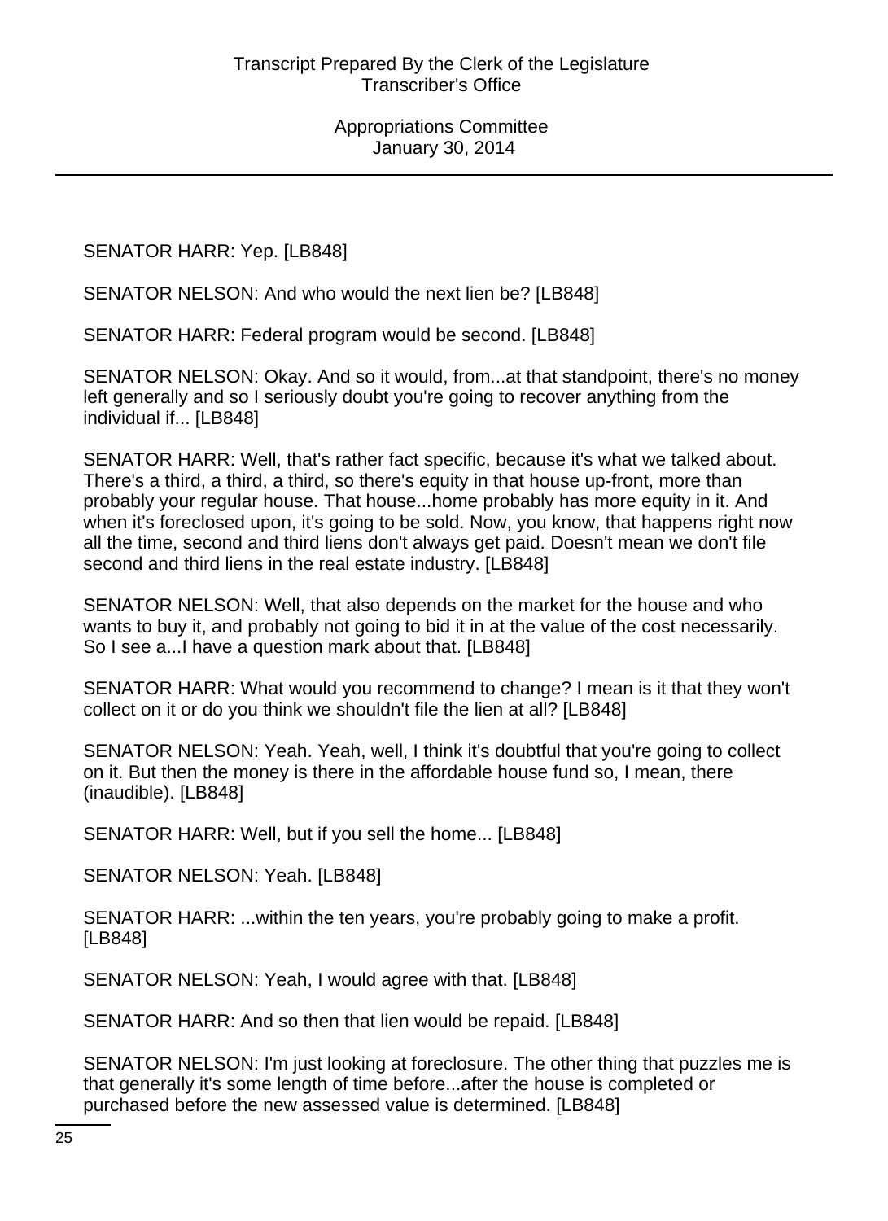SENATOR HARR: Yep. [LB848]

SENATOR NELSON: And who would the next lien be? [LB848]

SENATOR HARR: Federal program would be second. [LB848]

SENATOR NELSON: Okay. And so it would, from...at that standpoint, there's no money left generally and so I seriously doubt you're going to recover anything from the individual if... [LB848]

SENATOR HARR: Well, that's rather fact specific, because it's what we talked about. There's a third, a third, a third, so there's equity in that house up-front, more than probably your regular house. That house...home probably has more equity in it. And when it's foreclosed upon, it's going to be sold. Now, you know, that happens right now all the time, second and third liens don't always get paid. Doesn't mean we don't file second and third liens in the real estate industry. [LB848]

SENATOR NELSON: Well, that also depends on the market for the house and who wants to buy it, and probably not going to bid it in at the value of the cost necessarily. So I see a...I have a question mark about that. [LB848]

SENATOR HARR: What would you recommend to change? I mean is it that they won't collect on it or do you think we shouldn't file the lien at all? [LB848]

SENATOR NELSON: Yeah. Yeah, well, I think it's doubtful that you're going to collect on it. But then the money is there in the affordable house fund so, I mean, there (inaudible). [LB848]

SENATOR HARR: Well, but if you sell the home... [LB848]

SENATOR NELSON: Yeah. [LB848]

SENATOR HARR: ...within the ten years, you're probably going to make a profit. [LB848]

SENATOR NELSON: Yeah, I would agree with that. [LB848]

SENATOR HARR: And so then that lien would be repaid. [LB848]

SENATOR NELSON: I'm just looking at foreclosure. The other thing that puzzles me is that generally it's some length of time before...after the house is completed or purchased before the new assessed value is determined. [LB848]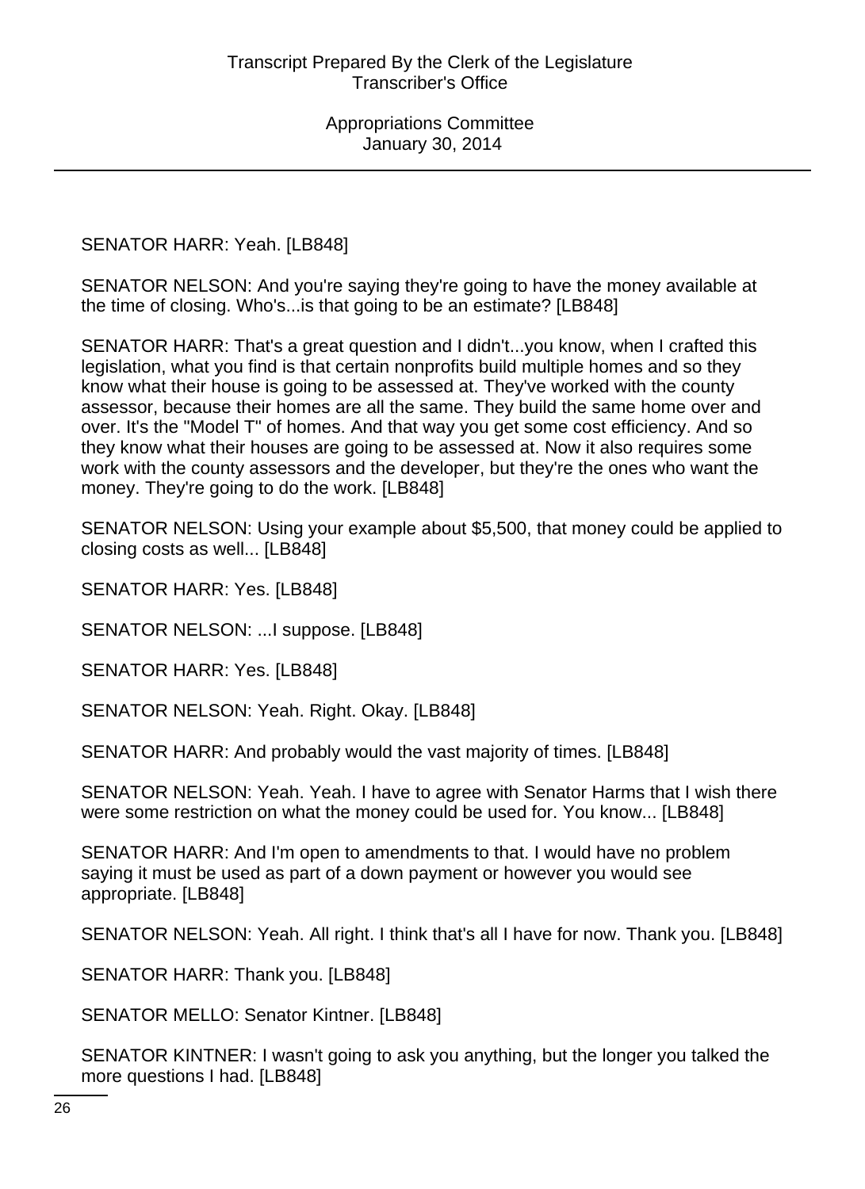SENATOR HARR: Yeah. [LB848]

SENATOR NELSON: And you're saying they're going to have the money available at the time of closing. Who's...is that going to be an estimate? [LB848]

SENATOR HARR: That's a great question and I didn't...you know, when I crafted this legislation, what you find is that certain nonprofits build multiple homes and so they know what their house is going to be assessed at. They've worked with the county assessor, because their homes are all the same. They build the same home over and over. It's the "Model T" of homes. And that way you get some cost efficiency. And so they know what their houses are going to be assessed at. Now it also requires some work with the county assessors and the developer, but they're the ones who want the money. They're going to do the work. [LB848]

SENATOR NELSON: Using your example about $5,500, that money could be applied to closing costs as well... [LB848]

SENATOR HARR: Yes. [LB848]

SENATOR NELSON: ...I suppose. [LB848]

SENATOR HARR: Yes. [LB848]

SENATOR NELSON: Yeah. Right. Okay. [LB848]

SENATOR HARR: And probably would the vast majority of times. [LB848]

SENATOR NELSON: Yeah. Yeah. I have to agree with Senator Harms that I wish there were some restriction on what the money could be used for. You know... [LB848]

SENATOR HARR: And I'm open to amendments to that. I would have no problem saying it must be used as part of a down payment or however you would see appropriate. [LB848]

SENATOR NELSON: Yeah. All right. I think that's all I have for now. Thank you. [LB848]

SENATOR HARR: Thank you. [LB848]

SENATOR MELLO: Senator Kintner. [LB848]

SENATOR KINTNER: I wasn't going to ask you anything, but the longer you talked the more questions I had. [LB848]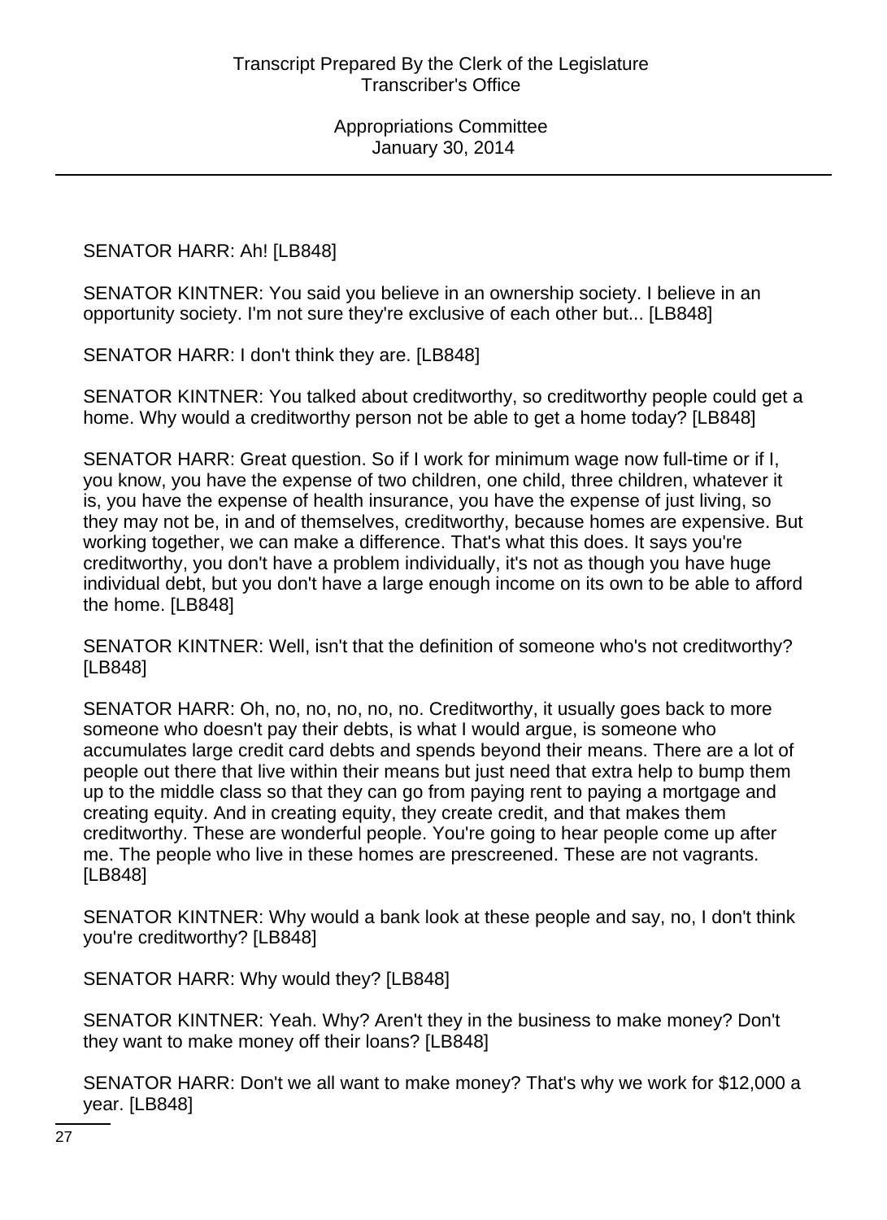SENATOR HARR: Ah! [LB848]

SENATOR KINTNER: You said you believe in an ownership society. I believe in an opportunity society. I'm not sure they're exclusive of each other but... [LB848]

SENATOR HARR: I don't think they are. [LB848]

SENATOR KINTNER: You talked about creditworthy, so creditworthy people could get a home. Why would a creditworthy person not be able to get a home today? [LB848]

SENATOR HARR: Great question. So if I work for minimum wage now full-time or if I, you know, you have the expense of two children, one child, three children, whatever it is, you have the expense of health insurance, you have the expense of just living, so they may not be, in and of themselves, creditworthy, because homes are expensive. But working together, we can make a difference. That's what this does. It says you're creditworthy, you don't have a problem individually, it's not as though you have huge individual debt, but you don't have a large enough income on its own to be able to afford the home. [LB848]

SENATOR KINTNER: Well, isn't that the definition of someone who's not creditworthy? [LB848]

SENATOR HARR: Oh, no, no, no, no, no, no. Creditworthy, it usually goes back to more someone who doesn't pay their debts, is what I would argue, is someone who accumulates large credit card debts and spends beyond their means. There are a lot of people out there that live within their means but just need that extra help to bump them up to the middle class so that they can go from paying rent to paying a mortgage and creating equity. And in creating equity, they create credit, and that makes them creditworthy. These are wonderful people. You're going to hear people come up after me. The people who live in these homes are prescreened. These are not vagrants. [LB848]

SENATOR KINTNER: Why would a bank look at these people and say, no, I don't think you're creditworthy? [LB848]

SENATOR HARR: Why would they? [LB848]

SENATOR KINTNER: Yeah. Why? Aren't they in the business to make money? Don't they want to make money off their loans? [LB848]

SENATOR HARR: Don't we all want to make money? That's why we work for $12,000 a year. [LB848]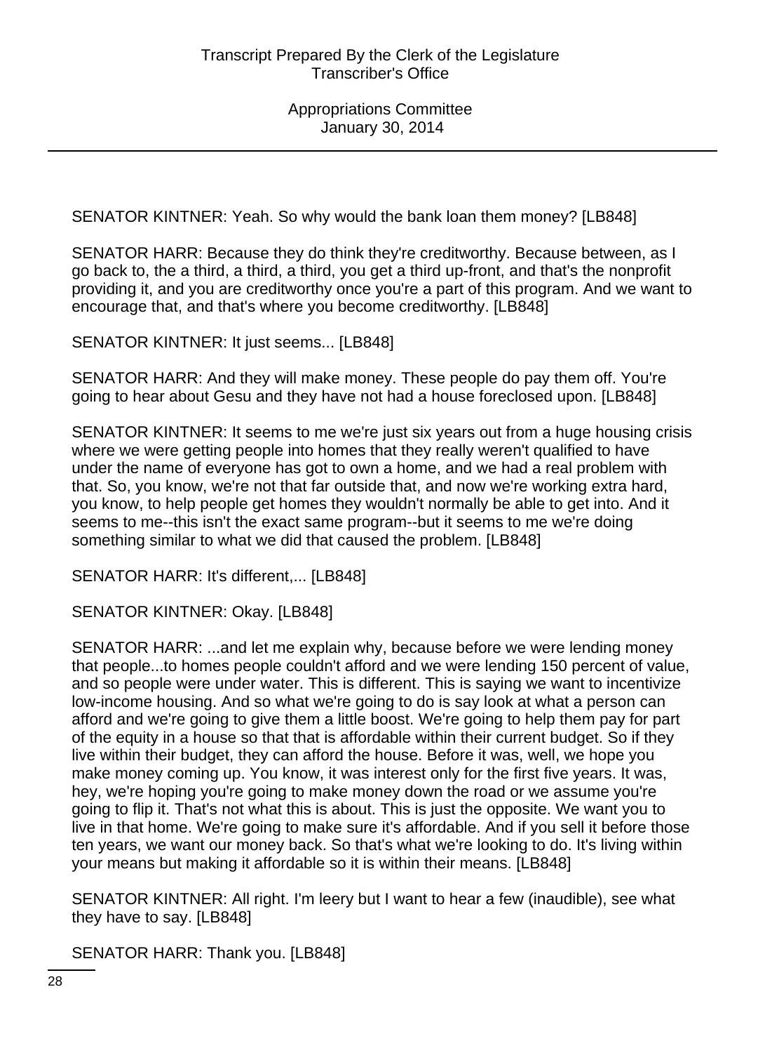SENATOR KINTNER: Yeah. So why would the bank loan them money? [LB848]

SENATOR HARR: Because they do think they're creditworthy. Because between, as I go back to, the a third, a third, a third, you get a third up-front, and that's the nonprofit providing it, and you are creditworthy once you're a part of this program. And we want to encourage that, and that's where you become creditworthy. [LB848]

SENATOR KINTNER: It just seems... [LB848]

SENATOR HARR: And they will make money. These people do pay them off. You're going to hear about Gesu and they have not had a house foreclosed upon. [LB848]

SENATOR KINTNER: It seems to me we're just six years out from a huge housing crisis where we were getting people into homes that they really weren't qualified to have under the name of everyone has got to own a home, and we had a real problem with that. So, you know, we're not that far outside that, and now we're working extra hard, you know, to help people get homes they wouldn't normally be able to get into. And it seems to me--this isn't the exact same program--but it seems to me we're doing something similar to what we did that caused the problem. [LB848]

SENATOR HARR: It's different,... [LB848]

SENATOR KINTNER: Okay. [LB848]

SENATOR HARR: ...and let me explain why, because before we were lending money that people...to homes people couldn't afford and we were lending 150 percent of value, and so people were under water. This is different. This is saying we want to incentivize low-income housing. And so what we're going to do is say look at what a person can afford and we're going to give them a little boost. We're going to help them pay for part of the equity in a house so that that is affordable within their current budget. So if they live within their budget, they can afford the house. Before it was, well, we hope you make money coming up. You know, it was interest only for the first five years. It was, hey, we're hoping you're going to make money down the road or we assume you're going to flip it. That's not what this is about. This is just the opposite. We want you to live in that home. We're going to make sure it's affordable. And if you sell it before those ten years, we want our money back. So that's what we're looking to do. It's living within your means but making it affordable so it is within their means. [LB848]

SENATOR KINTNER: All right. I'm leery but I want to hear a few (inaudible), see what they have to say. [LB848]

SENATOR HARR: Thank you. [LB848]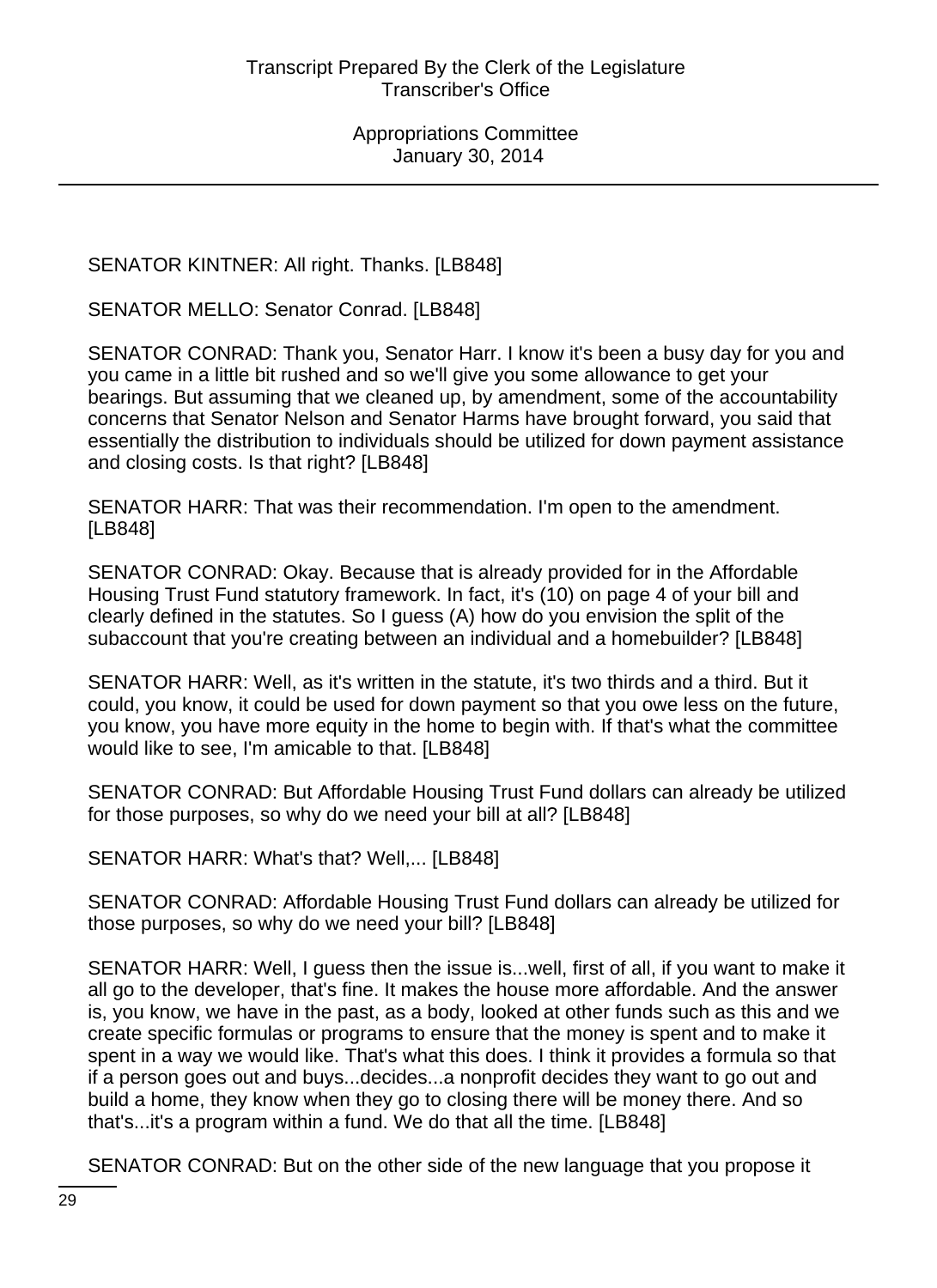SENATOR KINTNER: All right. Thanks. [LB848]

SENATOR MELLO: Senator Conrad. [LB848]

SENATOR CONRAD: Thank you, Senator Harr. I know it's been a busy day for you and you came in a little bit rushed and so we'll give you some allowance to get your bearings. But assuming that we cleaned up, by amendment, some of the accountability concerns that Senator Nelson and Senator Harms have brought forward, you said that essentially the distribution to individuals should be utilized for down payment assistance and closing costs. Is that right? [LB848]

SENATOR HARR: That was their recommendation. I'm open to the amendment. [LB848]

SENATOR CONRAD: Okay. Because that is already provided for in the Affordable Housing Trust Fund statutory framework. In fact, it's (10) on page 4 of your bill and clearly defined in the statutes. So I guess (A) how do you envision the split of the subaccount that you're creating between an individual and a homebuilder? [LB848]

SENATOR HARR: Well, as it's written in the statute, it's two thirds and a third. But it could, you know, it could be used for down payment so that you owe less on the future, you know, you have more equity in the home to begin with. If that's what the committee would like to see, I'm amicable to that. [LB848]

SENATOR CONRAD: But Affordable Housing Trust Fund dollars can already be utilized for those purposes, so why do we need your bill at all? [LB848]

SENATOR HARR: What's that? Well,... [LB848]

SENATOR CONRAD: Affordable Housing Trust Fund dollars can already be utilized for those purposes, so why do we need your bill? [LB848]

SENATOR HARR: Well, I guess then the issue is...well, first of all, if you want to make it all go to the developer, that's fine. It makes the house more affordable. And the answer is, you know, we have in the past, as a body, looked at other funds such as this and we create specific formulas or programs to ensure that the money is spent and to make it spent in a way we would like. That's what this does. I think it provides a formula so that if a person goes out and buys...decides...a nonprofit decides they want to go out and build a home, they know when they go to closing there will be money there. And so that's...it's a program within a fund. We do that all the time. [LB848]

SENATOR CONRAD: But on the other side of the new language that you propose it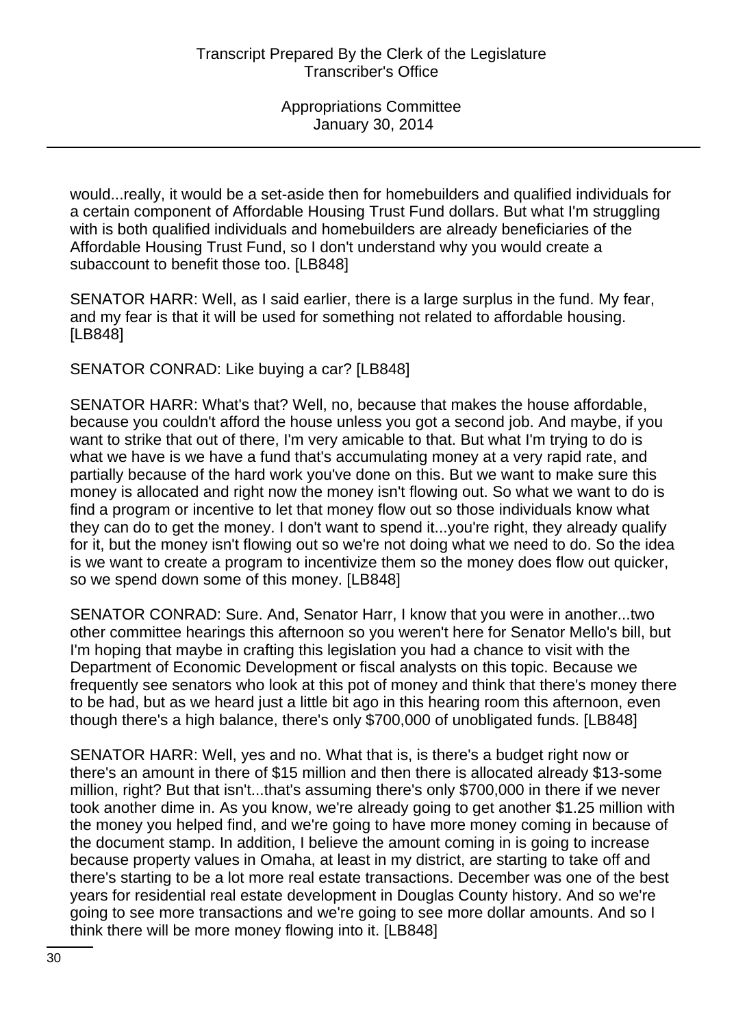would...really, it would be a set-aside then for homebuilders and qualified individuals for a certain component of Affordable Housing Trust Fund dollars. But what I'm struggling with is both qualified individuals and homebuilders are already beneficiaries of the Affordable Housing Trust Fund, so I don't understand why you would create a subaccount to benefit those too. [LB848]

SENATOR HARR: Well, as I said earlier, there is a large surplus in the fund. My fear, and my fear is that it will be used for something not related to affordable housing. [LB848]

SENATOR CONRAD: Like buying a car? [LB848]

SENATOR HARR: What's that? Well, no, because that makes the house affordable, because you couldn't afford the house unless you got a second job. And maybe, if you want to strike that out of there, I'm very amicable to that. But what I'm trying to do is what we have is we have a fund that's accumulating money at a very rapid rate, and partially because of the hard work you've done on this. But we want to make sure this money is allocated and right now the money isn't flowing out. So what we want to do is find a program or incentive to let that money flow out so those individuals know what they can do to get the money. I don't want to spend it...you're right, they already qualify for it, but the money isn't flowing out so we're not doing what we need to do. So the idea is we want to create a program to incentivize them so the money does flow out quicker, so we spend down some of this money. [LB848]

SENATOR CONRAD: Sure. And, Senator Harr, I know that you were in another...two other committee hearings this afternoon so you weren't here for Senator Mello's bill, but I'm hoping that maybe in crafting this legislation you had a chance to visit with the Department of Economic Development or fiscal analysts on this topic. Because we frequently see senators who look at this pot of money and think that there's money there to be had, but as we heard just a little bit ago in this hearing room this afternoon, even though there's a high balance, there's only $700,000 of unobligated funds. [LB848]

SENATOR HARR: Well, yes and no. What that is, is there's a budget right now or there's an amount in there of $15 million and then there is allocated already $13-some million, right? But that isn't...that's assuming there's only $700,000 in there if we never took another dime in. As you know, we're already going to get another $1.25 million with the money you helped find, and we're going to have more money coming in because of the document stamp. In addition, I believe the amount coming in is going to increase because property values in Omaha, at least in my district, are starting to take off and there's starting to be a lot more real estate transactions. December was one of the best years for residential real estate development in Douglas County history. And so we're going to see more transactions and we're going to see more dollar amounts. And so I think there will be more money flowing into it. [LB848]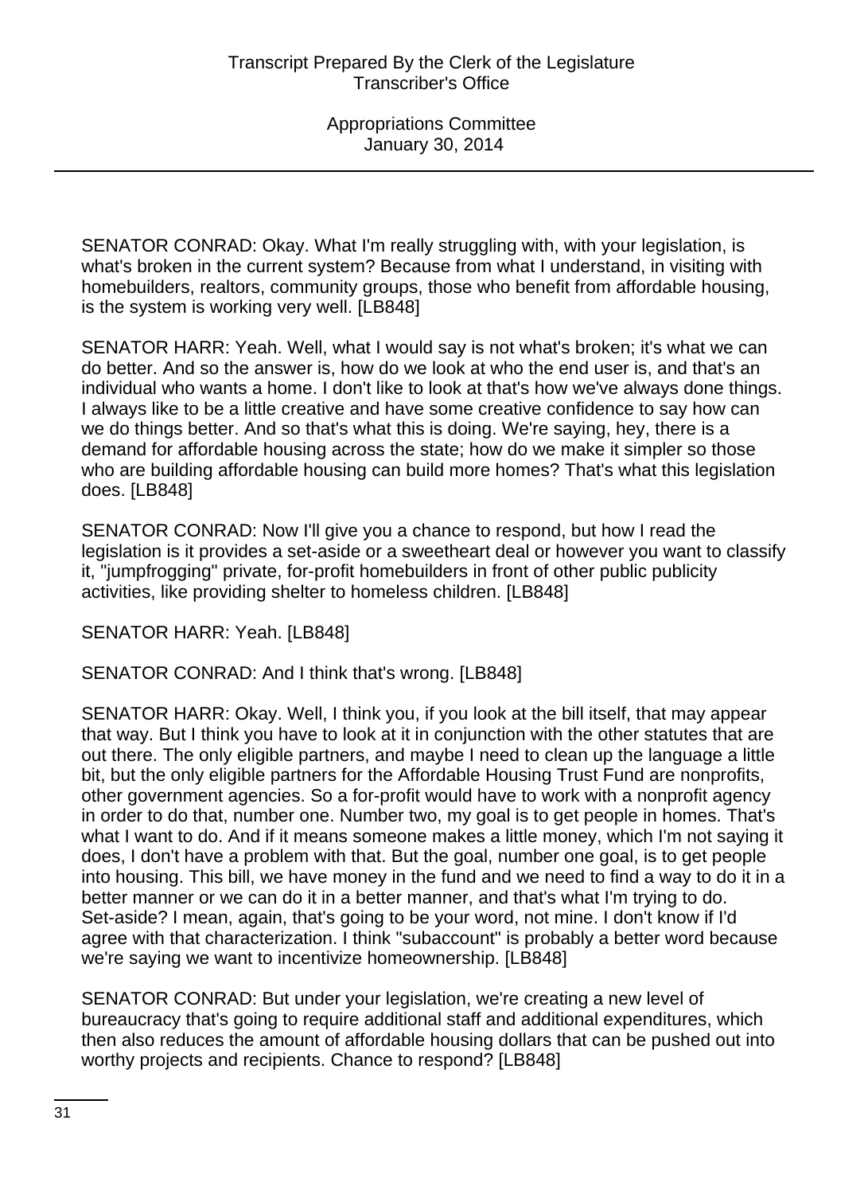SENATOR CONRAD: Okay. What I'm really struggling with, with your legislation, is what's broken in the current system? Because from what I understand, in visiting with homebuilders, realtors, community groups, those who benefit from affordable housing, is the system is working very well. [LB848]

SENATOR HARR: Yeah. Well, what I would say is not what's broken; it's what we can do better. And so the answer is, how do we look at who the end user is, and that's an individual who wants a home. I don't like to look at that's how we've always done things. I always like to be a little creative and have some creative confidence to say how can we do things better. And so that's what this is doing. We're saying, hey, there is a demand for affordable housing across the state; how do we make it simpler so those who are building affordable housing can build more homes? That's what this legislation does. [LB848]

SENATOR CONRAD: Now I'll give you a chance to respond, but how I read the legislation is it provides a set-aside or a sweetheart deal or however you want to classify it, "jumpfrogging" private, for-profit homebuilders in front of other public publicity activities, like providing shelter to homeless children. [LB848]

SENATOR HARR: Yeah. [LB848]

SENATOR CONRAD: And I think that's wrong. [LB848]

SENATOR HARR: Okay. Well, I think you, if you look at the bill itself, that may appear that way. But I think you have to look at it in conjunction with the other statutes that are out there. The only eligible partners, and maybe I need to clean up the language a little bit, but the only eligible partners for the Affordable Housing Trust Fund are nonprofits, other government agencies. So a for-profit would have to work with a nonprofit agency in order to do that, number one. Number two, my goal is to get people in homes. That's what I want to do. And if it means someone makes a little money, which I'm not saying it does, I don't have a problem with that. But the goal, number one goal, is to get people into housing. This bill, we have money in the fund and we need to find a way to do it in a better manner or we can do it in a better manner, and that's what I'm trying to do. Set-aside? I mean, again, that's going to be your word, not mine. I don't know if I'd agree with that characterization. I think "subaccount" is probably a better word because we're saying we want to incentivize homeownership. [LB848]

SENATOR CONRAD: But under your legislation, we're creating a new level of bureaucracy that's going to require additional staff and additional expenditures, which then also reduces the amount of affordable housing dollars that can be pushed out into worthy projects and recipients. Chance to respond? [LB848]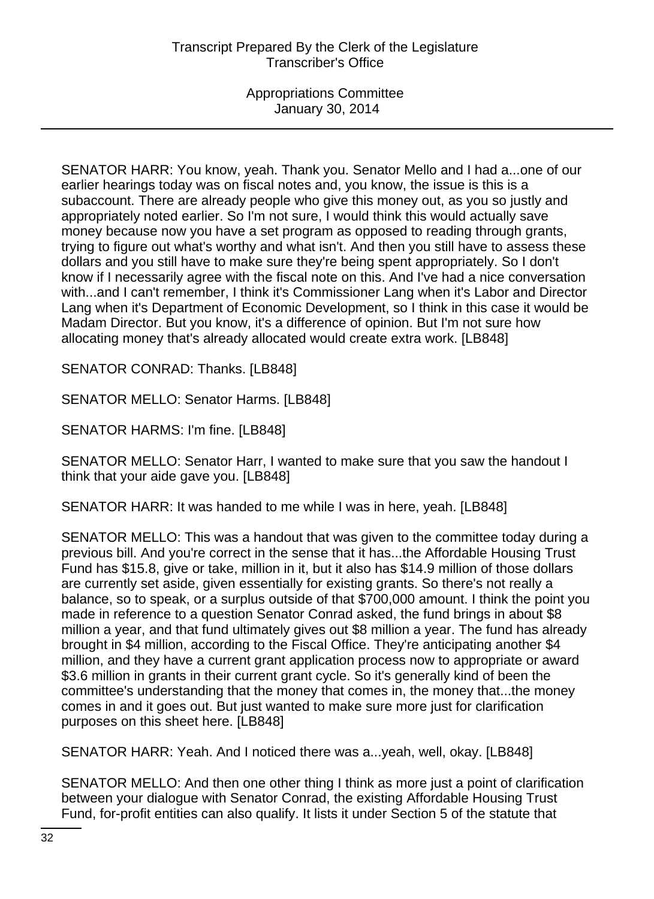SENATOR HARR: You know, yeah. Thank you. Senator Mello and I had a...one of our earlier hearings today was on fiscal notes and, you know, the issue is this is a subaccount. There are already people who give this money out, as you so justly and appropriately noted earlier. So I'm not sure, I would think this would actually save money because now you have a set program as opposed to reading through grants, trying to figure out what's worthy and what isn't. And then you still have to assess these dollars and you still have to make sure they're being spent appropriately. So I don't know if I necessarily agree with the fiscal note on this. And I've had a nice conversation with...and I can't remember, I think it's Commissioner Lang when it's Labor and Director Lang when it's Department of Economic Development, so I think in this case it would be Madam Director. But you know, it's a difference of opinion. But I'm not sure how allocating money that's already allocated would create extra work. [LB848]

SENATOR CONRAD: Thanks. [LB848]

SENATOR MELLO: Senator Harms. [LB848]

SENATOR HARMS: I'm fine. [LB848]

SENATOR MELLO: Senator Harr, I wanted to make sure that you saw the handout I think that your aide gave you. [LB848]

SENATOR HARR: It was handed to me while I was in here, yeah. [LB848]

SENATOR MELLO: This was a handout that was given to the committee today during a previous bill. And you're correct in the sense that it has...the Affordable Housing Trust Fund has $15.8, give or take, million in it, but it also has $14.9 million of those dollars are currently set aside, given essentially for existing grants. So there's not really a balance, so to speak, or a surplus outside of that $700,000 amount. I think the point you made in reference to a question Senator Conrad asked, the fund brings in about $8 million a year, and that fund ultimately gives out $8 million a year. The fund has already brought in $4 million, according to the Fiscal Office. They're anticipating another $4 million, and they have a current grant application process now to appropriate or award $3.6 million in grants in their current grant cycle. So it's generally kind of been the committee's understanding that the money that comes in, the money that...the money comes in and it goes out. But just wanted to make sure more just for clarification purposes on this sheet here. [LB848]

SENATOR HARR: Yeah. And I noticed there was a...yeah, well, okay. [LB848]

SENATOR MELLO: And then one other thing I think as more just a point of clarification between your dialogue with Senator Conrad, the existing Affordable Housing Trust Fund, for-profit entities can also qualify. It lists it under Section 5 of the statute that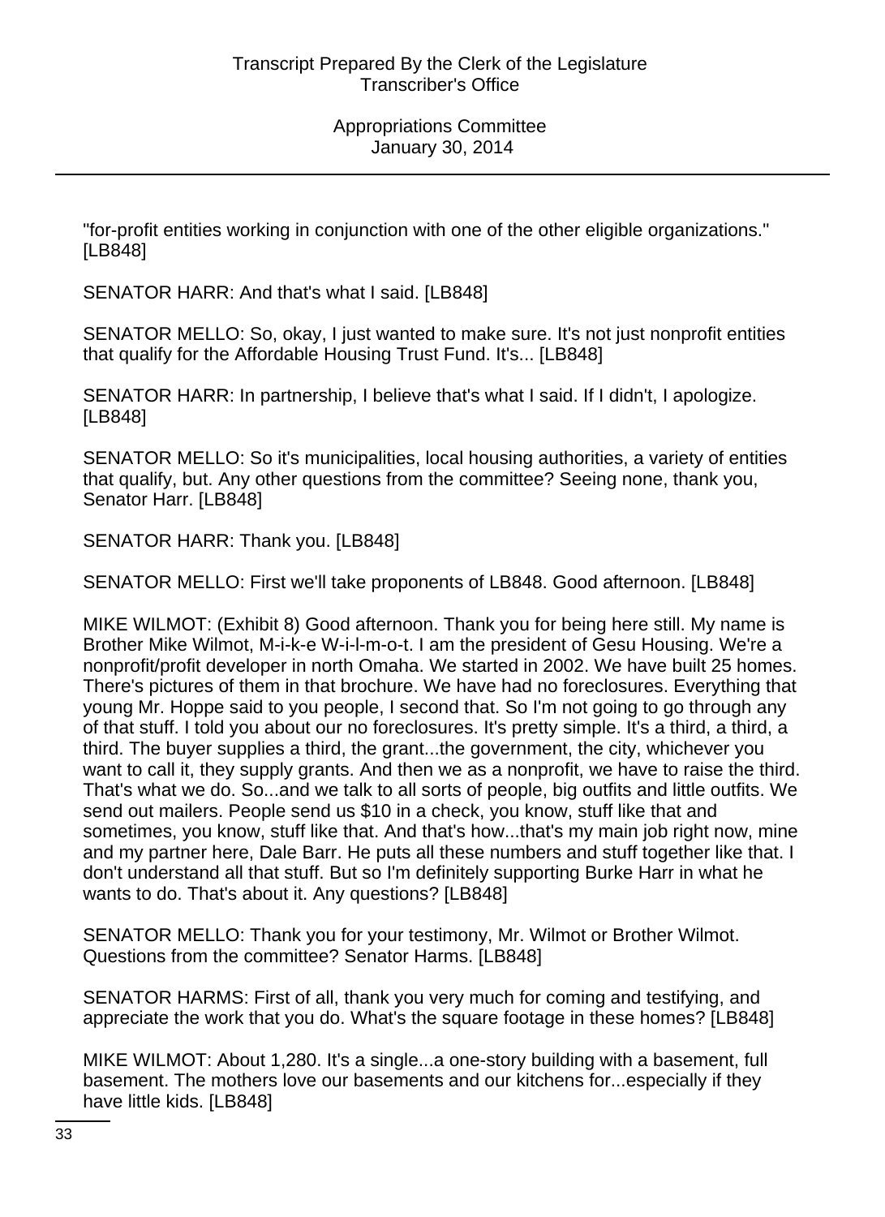"for-profit entities working in conjunction with one of the other eligible organizations." [LB848]

SENATOR HARR: And that's what I said. [LB848]

SENATOR MELLO: So, okay, I just wanted to make sure. It's not just nonprofit entities that qualify for the Affordable Housing Trust Fund. It's... [LB848]

SENATOR HARR: In partnership, I believe that's what I said. If I didn't, I apologize. [LB848]

SENATOR MELLO: So it's municipalities, local housing authorities, a variety of entities that qualify, but. Any other questions from the committee? Seeing none, thank you, Senator Harr. [LB848]

SENATOR HARR: Thank you. [LB848]

SENATOR MELLO: First we'll take proponents of LB848. Good afternoon. [LB848]

MIKE WILMOT: (Exhibit 8) Good afternoon. Thank you for being here still. My name is Brother Mike Wilmot, M-i-k-e W-i-l-m-o-t. I am the president of Gesu Housing. We're a nonprofit/profit developer in north Omaha. We started in 2002. We have built 25 homes. There's pictures of them in that brochure. We have had no foreclosures. Everything that young Mr. Hoppe said to you people, I second that. So I'm not going to go through any of that stuff. I told you about our no foreclosures. It's pretty simple. It's a third, a third, a third. The buyer supplies a third, the grant...the government, the city, whichever you want to call it, they supply grants. And then we as a nonprofit, we have to raise the third. That's what we do. So...and we talk to all sorts of people, big outfits and little outfits. We send out mailers. People send us $10 in a check, you know, stuff like that and sometimes, you know, stuff like that. And that's how...that's my main job right now, mine and my partner here, Dale Barr. He puts all these numbers and stuff together like that. I don't understand all that stuff. But so I'm definitely supporting Burke Harr in what he wants to do. That's about it. Any questions? [LB848]

SENATOR MELLO: Thank you for your testimony, Mr. Wilmot or Brother Wilmot. Questions from the committee? Senator Harms. [LB848]

SENATOR HARMS: First of all, thank you very much for coming and testifying, and appreciate the work that you do. What's the square footage in these homes? [LB848]

MIKE WILMOT: About 1,280. It's a single...a one-story building with a basement, full basement. The mothers love our basements and our kitchens for...especially if they have little kids. [LB848]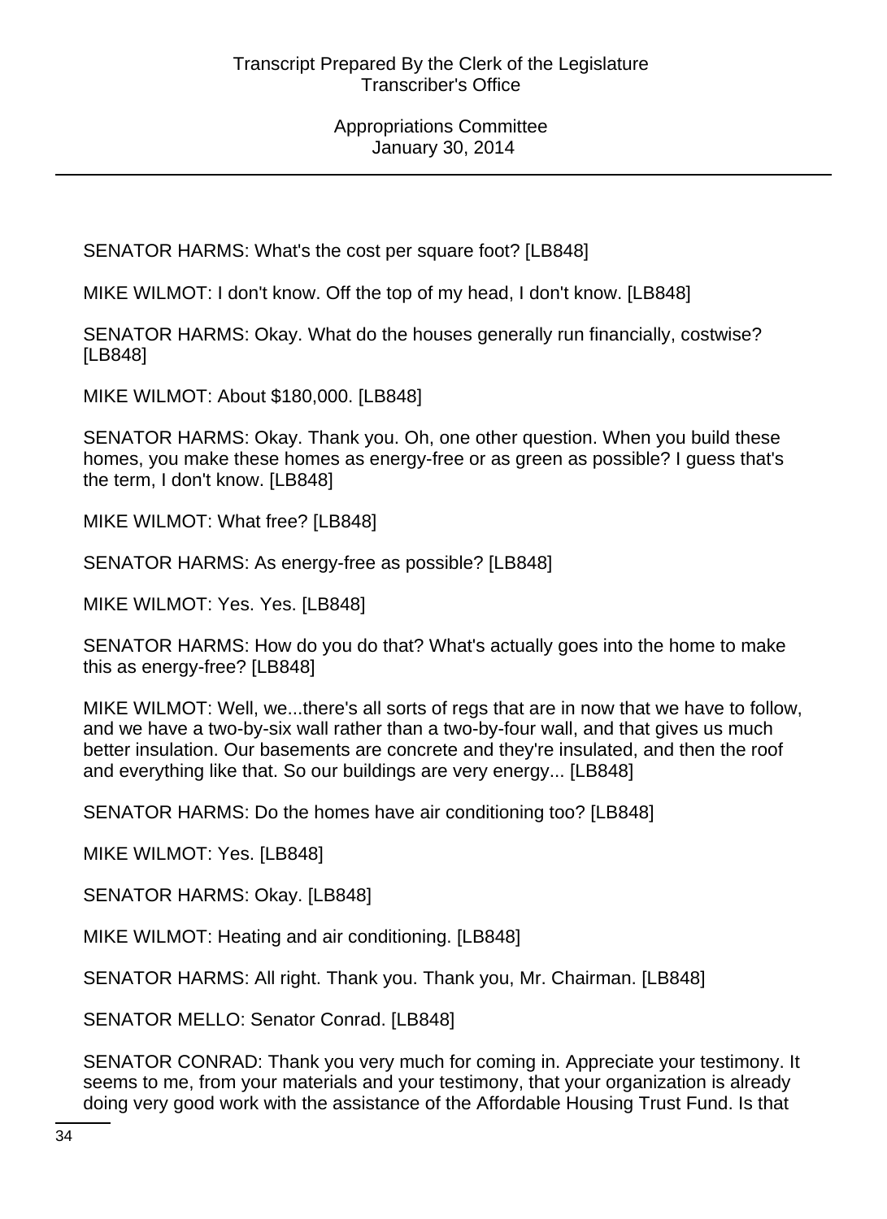SENATOR HARMS: What's the cost per square foot? [LB848]

MIKE WILMOT: I don't know. Off the top of my head, I don't know. [LB848]

SENATOR HARMS: Okay. What do the houses generally run financially, costwise? [LB848]

MIKE WILMOT: About $180,000. [LB848]

SENATOR HARMS: Okay. Thank you. Oh, one other question. When you build these homes, you make these homes as energy-free or as green as possible? I guess that's the term, I don't know. [LB848]

MIKE WILMOT: What free? [LB848]

SENATOR HARMS: As energy-free as possible? [LB848]

MIKE WILMOT: Yes. Yes. [LB848]

SENATOR HARMS: How do you do that? What's actually goes into the home to make this as energy-free? [LB848]

MIKE WILMOT: Well, we...there's all sorts of regs that are in now that we have to follow, and we have a two-by-six wall rather than a two-by-four wall, and that gives us much better insulation. Our basements are concrete and they're insulated, and then the roof and everything like that. So our buildings are very energy... [LB848]

SENATOR HARMS: Do the homes have air conditioning too? [LB848]

MIKE WILMOT: Yes. [LB848]

SENATOR HARMS: Okay. [LB848]

MIKE WILMOT: Heating and air conditioning. [LB848]

SENATOR HARMS: All right. Thank you. Thank you, Mr. Chairman. [LB848]

SENATOR MELLO: Senator Conrad. [LB848]

SENATOR CONRAD: Thank you very much for coming in. Appreciate your testimony. It seems to me, from your materials and your testimony, that your organization is already doing very good work with the assistance of the Affordable Housing Trust Fund. Is that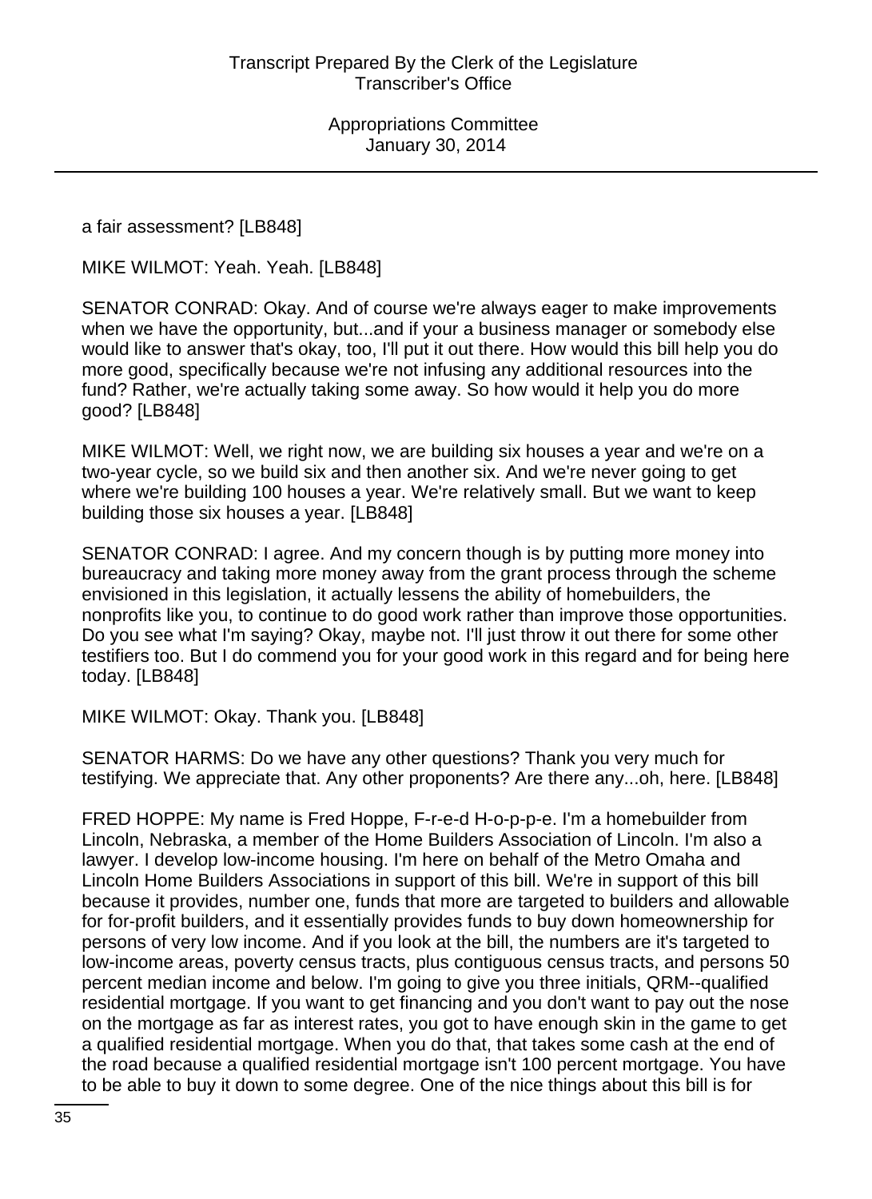a fair assessment? [LB848]

MIKE WILMOT: Yeah. Yeah. [LB848]

SENATOR CONRAD: Okay. And of course we're always eager to make improvements when we have the opportunity, but...and if your a business manager or somebody else would like to answer that's okay, too, I'll put it out there. How would this bill help you do more good, specifically because we're not infusing any additional resources into the fund? Rather, we're actually taking some away. So how would it help you do more good? [LB848]

MIKE WILMOT: Well, we right now, we are building six houses a year and we're on a two-year cycle, so we build six and then another six. And we're never going to get where we're building 100 houses a year. We're relatively small. But we want to keep building those six houses a year. [LB848]

SENATOR CONRAD: I agree. And my concern though is by putting more money into bureaucracy and taking more money away from the grant process through the scheme envisioned in this legislation, it actually lessens the ability of homebuilders, the nonprofits like you, to continue to do good work rather than improve those opportunities. Do you see what I'm saying? Okay, maybe not. I'll just throw it out there for some other testifiers too. But I do commend you for your good work in this regard and for being here today. [LB848]

MIKE WILMOT: Okay. Thank you. [LB848]

SENATOR HARMS: Do we have any other questions? Thank you very much for testifying. We appreciate that. Any other proponents? Are there any...oh, here. [LB848]

FRED HOPPE: My name is Fred Hoppe, F-r-e-d H-o-p-p-e. I'm a homebuilder from Lincoln, Nebraska, a member of the Home Builders Association of Lincoln. I'm also a lawyer. I develop low-income housing. I'm here on behalf of the Metro Omaha and Lincoln Home Builders Associations in support of this bill. We're in support of this bill because it provides, number one, funds that more are targeted to builders and allowable for for-profit builders, and it essentially provides funds to buy down homeownership for persons of very low income. And if you look at the bill, the numbers are it's targeted to low-income areas, poverty census tracts, plus contiguous census tracts, and persons 50 percent median income and below. I'm going to give you three initials, QRM--qualified residential mortgage. If you want to get financing and you don't want to pay out the nose on the mortgage as far as interest rates, you got to have enough skin in the game to get a qualified residential mortgage. When you do that, that takes some cash at the end of the road because a qualified residential mortgage isn't 100 percent mortgage. You have to be able to buy it down to some degree. One of the nice things about this bill is for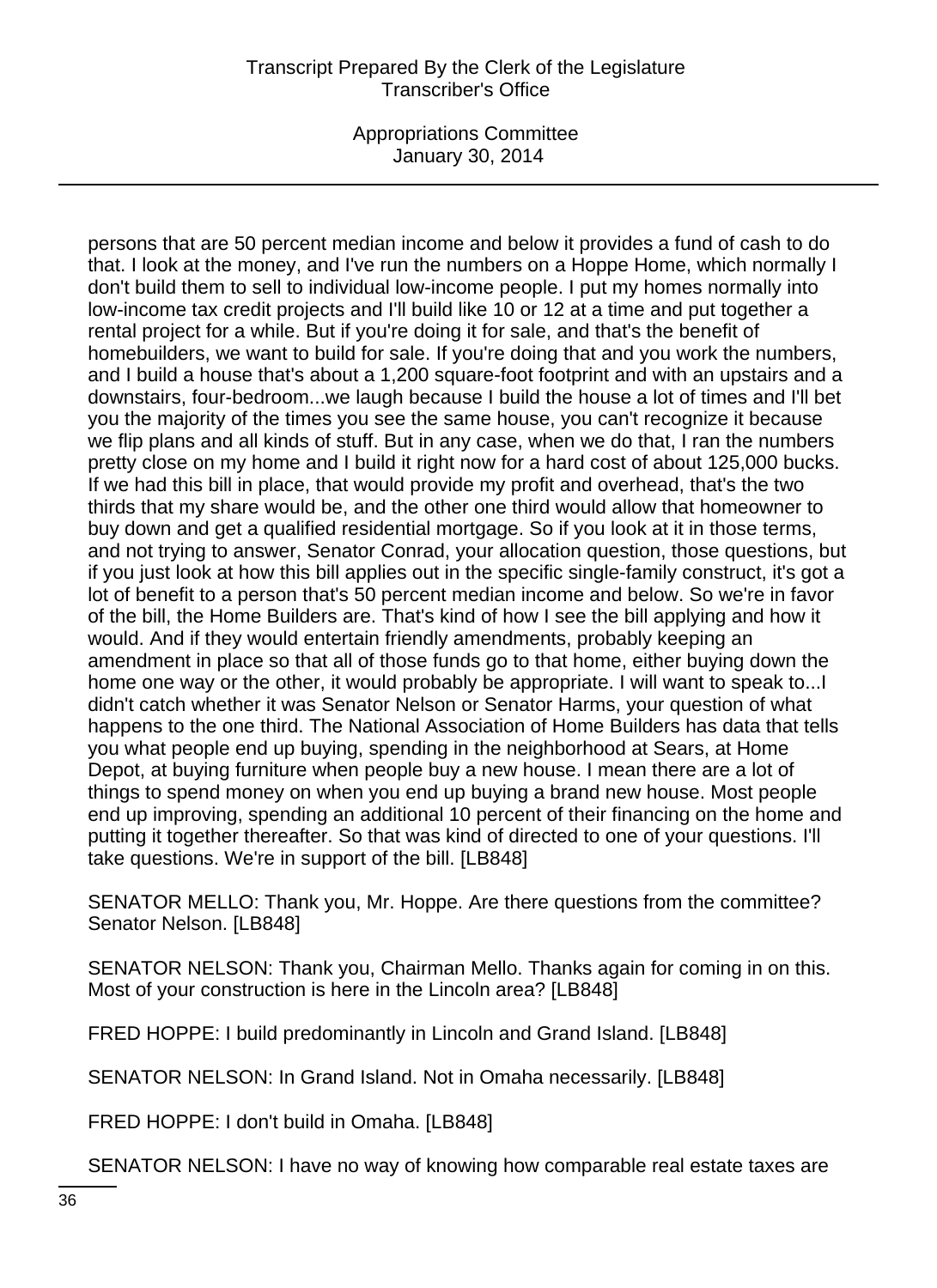persons that are 50 percent median income and below it provides a fund of cash to do that. I look at the money, and I've run the numbers on a Hoppe Home, which normally I don't build them to sell to individual low-income people. I put my homes normally into low-income tax credit projects and I'll build like 10 or 12 at a time and put together a rental project for a while. But if you're doing it for sale, and that's the benefit of homebuilders, we want to build for sale. If you're doing that and you work the numbers, and I build a house that's about a 1,200 square-foot footprint and with an upstairs and a downstairs, four-bedroom...we laugh because I build the house a lot of times and I'll bet you the majority of the times you see the same house, you can't recognize it because we flip plans and all kinds of stuff. But in any case, when we do that, I ran the numbers pretty close on my home and I build it right now for a hard cost of about 125,000 bucks. If we had this bill in place, that would provide my profit and overhead, that's the two thirds that my share would be, and the other one third would allow that homeowner to buy down and get a qualified residential mortgage. So if you look at it in those terms, and not trying to answer, Senator Conrad, your allocation question, those questions, but if you just look at how this bill applies out in the specific single-family construct, it's got a lot of benefit to a person that's 50 percent median income and below. So we're in favor of the bill, the Home Builders are. That's kind of how I see the bill applying and how it would. And if they would entertain friendly amendments, probably keeping an amendment in place so that all of those funds go to that home, either buying down the home one way or the other, it would probably be appropriate. I will want to speak to...I didn't catch whether it was Senator Nelson or Senator Harms, your question of what happens to the one third. The National Association of Home Builders has data that tells you what people end up buying, spending in the neighborhood at Sears, at Home Depot, at buying furniture when people buy a new house. I mean there are a lot of things to spend money on when you end up buying a brand new house. Most people end up improving, spending an additional 10 percent of their financing on the home and putting it together thereafter. So that was kind of directed to one of your questions. I'll take questions. We're in support of the bill. [LB848]

SENATOR MELLO: Thank you, Mr. Hoppe. Are there questions from the committee? Senator Nelson. [LB848]

SENATOR NELSON: Thank you, Chairman Mello. Thanks again for coming in on this. Most of your construction is here in the Lincoln area? [LB848]

FRED HOPPE: I build predominantly in Lincoln and Grand Island. [LB848]

SENATOR NELSON: In Grand Island. Not in Omaha necessarily. [LB848]

FRED HOPPE: I don't build in Omaha. [LB848]

SENATOR NELSON: I have no way of knowing how comparable real estate taxes are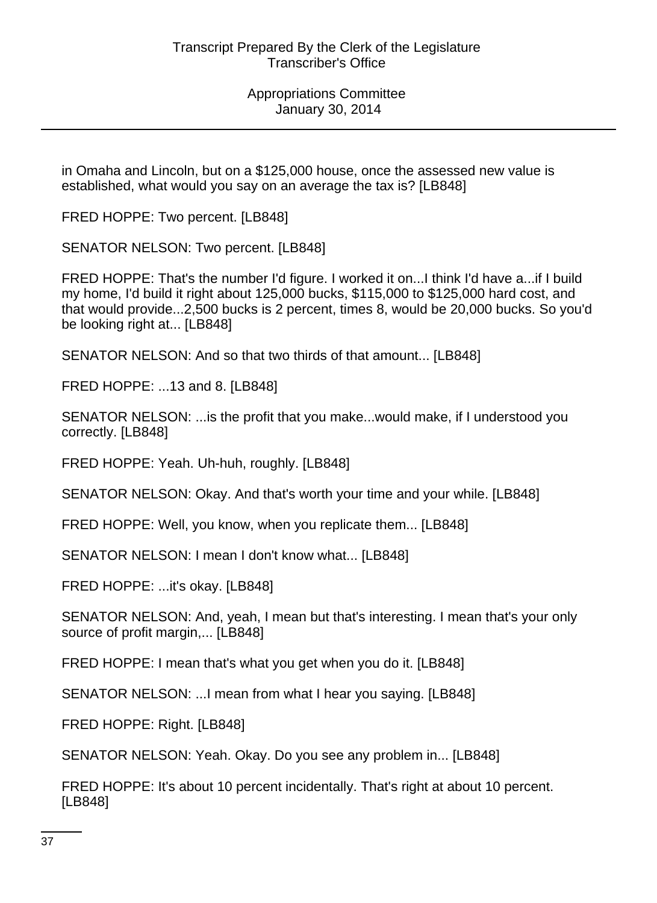in Omaha and Lincoln, but on a $125,000 house, once the assessed new value is established, what would you say on an average the tax is? [LB848]

FRED HOPPE: Two percent. [LB848]

SENATOR NELSON: Two percent. [LB848]

FRED HOPPE: That's the number I'd figure. I worked it on...I think I'd have a...if I build my home, I'd build it right about 125,000 bucks, $115,000 to $125,000 hard cost, and that would provide...2,500 bucks is 2 percent, times 8, would be 20,000 bucks. So you'd be looking right at... [LB848]

SENATOR NELSON: And so that two thirds of that amount... [LB848]

FRED HOPPE: ...13 and 8. [LB848]

SENATOR NELSON: ...is the profit that you make...would make, if I understood you correctly. [LB848]

FRED HOPPE: Yeah. Uh-huh, roughly. [LB848]

SENATOR NELSON: Okay. And that's worth your time and your while. [LB848]

FRED HOPPE: Well, you know, when you replicate them... [LB848]

SENATOR NELSON: I mean I don't know what... [LB848]

FRED HOPPE: ...it's okay. [LB848]

SENATOR NELSON: And, yeah, I mean but that's interesting. I mean that's your only source of profit margin,... [LB848]

FRED HOPPE: I mean that's what you get when you do it. [LB848]

SENATOR NELSON: ...I mean from what I hear you saying. [LB848]

FRED HOPPE: Right. [LB848]

SENATOR NELSON: Yeah. Okay. Do you see any problem in... [LB848]

FRED HOPPE: It's about 10 percent incidentally. That's right at about 10 percent. [LB848]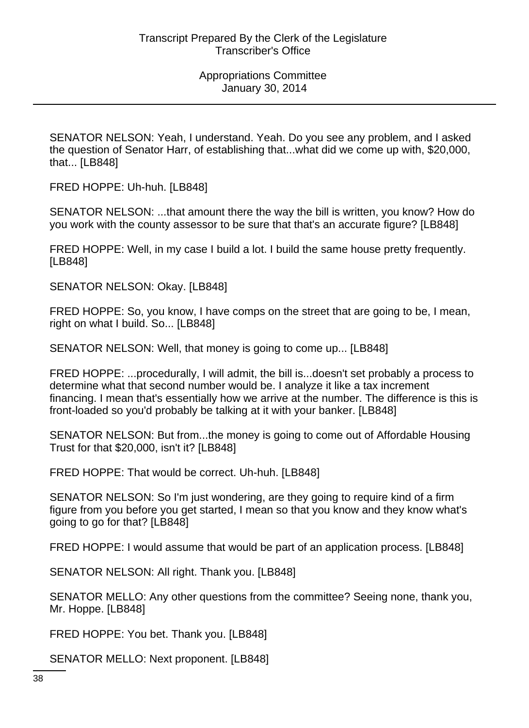SENATOR NELSON: Yeah, I understand. Yeah. Do you see any problem, and I asked the question of Senator Harr, of establishing that...what did we come up with, $20,000, that... [LB848]

FRED HOPPE: Uh-huh. [LB848]

SENATOR NELSON: ...that amount there the way the bill is written, you know? How do you work with the county assessor to be sure that that's an accurate figure? [LB848]

FRED HOPPE: Well, in my case I build a lot. I build the same house pretty frequently. [LB848]

SENATOR NELSON: Okay. [LB848]

FRED HOPPE: So, you know, I have comps on the street that are going to be, I mean, right on what I build. So... [LB848]

SENATOR NELSON: Well, that money is going to come up... [LB848]

FRED HOPPE: ...procedurally, I will admit, the bill is...doesn't set probably a process to determine what that second number would be. I analyze it like a tax increment financing. I mean that's essentially how we arrive at the number. The difference is this is front-loaded so you'd probably be talking at it with your banker. [LB848]

SENATOR NELSON: But from...the money is going to come out of Affordable Housing Trust for that $20,000, isn't it? [LB848]

FRED HOPPE: That would be correct. Uh-huh. [LB848]

SENATOR NELSON: So I'm just wondering, are they going to require kind of a firm figure from you before you get started, I mean so that you know and they know what's going to go for that? [LB848]

FRED HOPPE: I would assume that would be part of an application process. [LB848]

SENATOR NELSON: All right. Thank you. [LB848]

SENATOR MELLO: Any other questions from the committee? Seeing none, thank you, Mr. Hoppe. [LB848]

FRED HOPPE: You bet. Thank you. [LB848]

SENATOR MELLO: Next proponent. [LB848]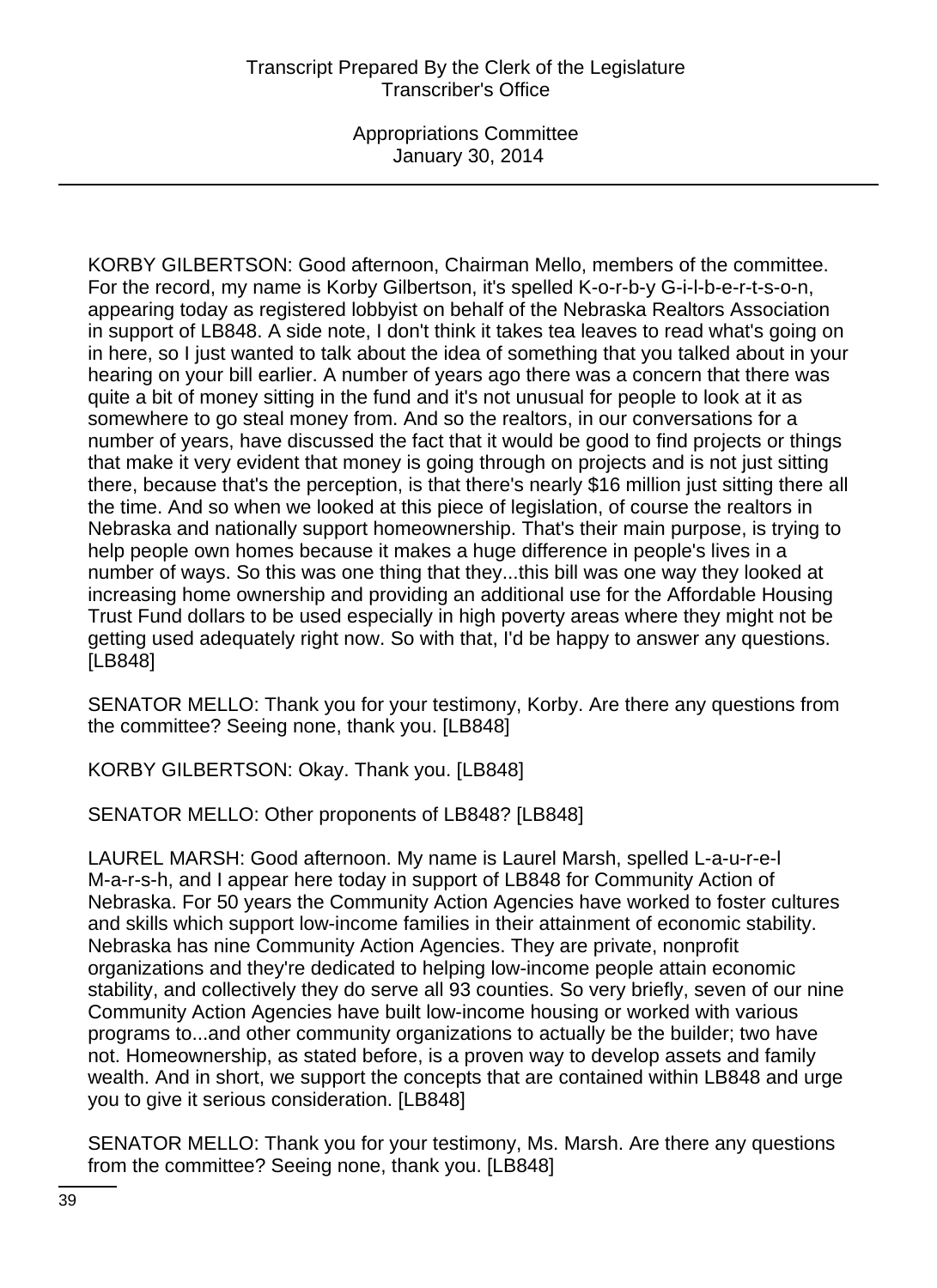KORBY GILBERTSON: Good afternoon, Chairman Mello, members of the committee. For the record, my name is Korby Gilbertson, it's spelled K-o-r-b-y G-i-l-b-e-r-t-s-o-n, appearing today as registered lobbyist on behalf of the Nebraska Realtors Association in support of LB848. A side note, I don't think it takes tea leaves to read what's going on in here, so I just wanted to talk about the idea of something that you talked about in your hearing on your bill earlier. A number of years ago there was a concern that there was quite a bit of money sitting in the fund and it's not unusual for people to look at it as somewhere to go steal money from. And so the realtors, in our conversations for a number of years, have discussed the fact that it would be good to find projects or things that make it very evident that money is going through on projects and is not just sitting there, because that's the perception, is that there's nearly $16 million just sitting there all the time. And so when we looked at this piece of legislation, of course the realtors in Nebraska and nationally support homeownership. That's their main purpose, is trying to help people own homes because it makes a huge difference in people's lives in a number of ways. So this was one thing that they...this bill was one way they looked at increasing home ownership and providing an additional use for the Affordable Housing Trust Fund dollars to be used especially in high poverty areas where they might not be getting used adequately right now. So with that, I'd be happy to answer any questions. [LB848]

SENATOR MELLO: Thank you for your testimony, Korby. Are there any questions from the committee? Seeing none, thank you. [LB848]

KORBY GILBERTSON: Okay. Thank you. [LB848]

SENATOR MELLO: Other proponents of LB848? [LB848]

LAUREL MARSH: Good afternoon. My name is Laurel Marsh, spelled L-a-u-r-e-l M-a-r-s-h, and I appear here today in support of LB848 for Community Action of Nebraska. For 50 years the Community Action Agencies have worked to foster cultures and skills which support low-income families in their attainment of economic stability. Nebraska has nine Community Action Agencies. They are private, nonprofit organizations and they're dedicated to helping low-income people attain economic stability, and collectively they do serve all 93 counties. So very briefly, seven of our nine Community Action Agencies have built low-income housing or worked with various programs to...and other community organizations to actually be the builder; two have not. Homeownership, as stated before, is a proven way to develop assets and family wealth. And in short, we support the concepts that are contained within LB848 and urge you to give it serious consideration. [LB848]

SENATOR MELLO: Thank you for your testimony, Ms. Marsh. Are there any questions from the committee? Seeing none, thank you. [LB848]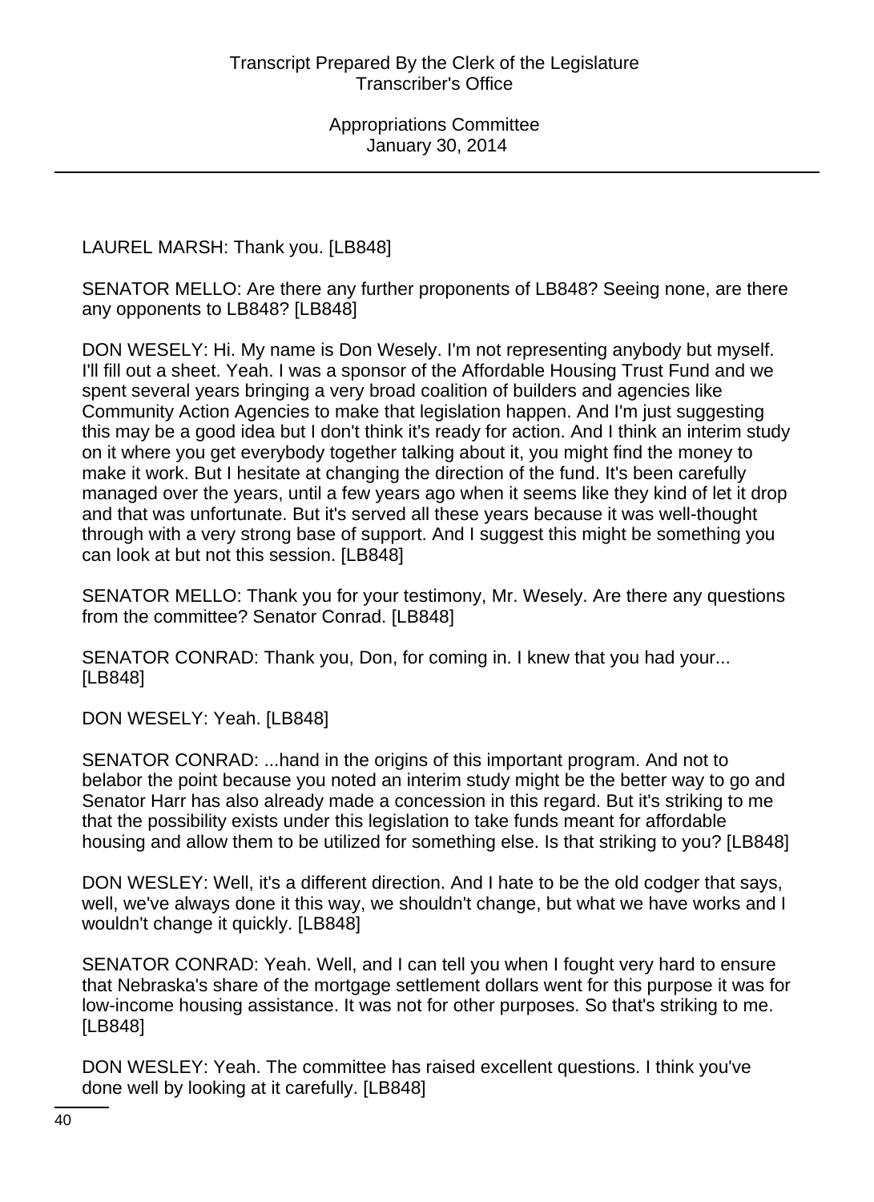LAUREL MARSH: Thank you. [LB848]

SENATOR MELLO: Are there any further proponents of LB848? Seeing none, are there any opponents to LB848? [LB848]

DON WESELY: Hi. My name is Don Wesely. I'm not representing anybody but myself. I'll fill out a sheet. Yeah. I was a sponsor of the Affordable Housing Trust Fund and we spent several years bringing a very broad coalition of builders and agencies like Community Action Agencies to make that legislation happen. And I'm just suggesting this may be a good idea but I don't think it's ready for action. And I think an interim study on it where you get everybody together talking about it, you might find the money to make it work. But I hesitate at changing the direction of the fund. It's been carefully managed over the years, until a few years ago when it seems like they kind of let it drop and that was unfortunate. But it's served all these years because it was well-thought through with a very strong base of support. And I suggest this might be something you can look at but not this session. [LB848]

SENATOR MELLO: Thank you for your testimony, Mr. Wesely. Are there any questions from the committee? Senator Conrad. [LB848]

SENATOR CONRAD: Thank you, Don, for coming in. I knew that you had your... [LB848]

DON WESELY: Yeah. [LB848]

SENATOR CONRAD: ...hand in the origins of this important program. And not to belabor the point because you noted an interim study might be the better way to go and Senator Harr has also already made a concession in this regard. But it's striking to me that the possibility exists under this legislation to take funds meant for affordable housing and allow them to be utilized for something else. Is that striking to you? [LB848]

DON WESLEY: Well, it's a different direction. And I hate to be the old codger that says, well, we've always done it this way, we shouldn't change, but what we have works and I wouldn't change it quickly. [LB848]

SENATOR CONRAD: Yeah. Well, and I can tell you when I fought very hard to ensure that Nebraska's share of the mortgage settlement dollars went for this purpose it was for low-income housing assistance. It was not for other purposes. So that's striking to me. [LB848]

DON WESLEY: Yeah. The committee has raised excellent questions. I think you've done well by looking at it carefully. [LB848]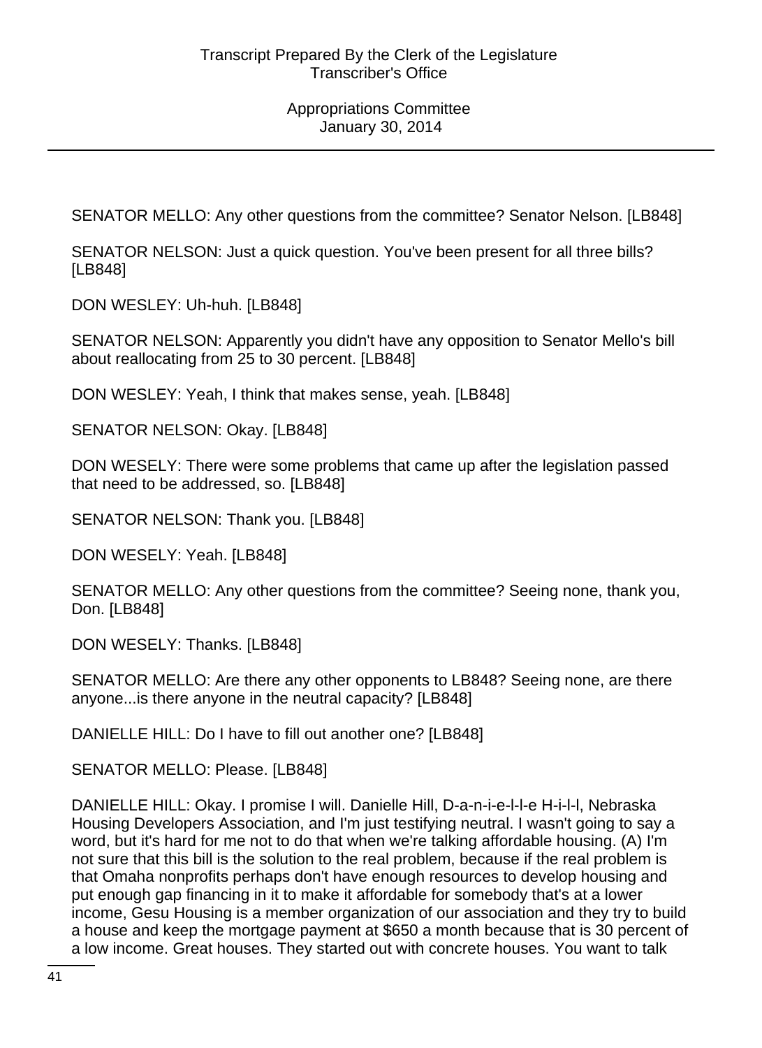SENATOR MELLO: Any other questions from the committee? Senator Nelson. [LB848]

SENATOR NELSON: Just a quick question. You've been present for all three bills? [LB848]

DON WESLEY: Uh-huh. [LB848]

SENATOR NELSON: Apparently you didn't have any opposition to Senator Mello's bill about reallocating from 25 to 30 percent. [LB848]

DON WESLEY: Yeah, I think that makes sense, yeah. [LB848]

SENATOR NELSON: Okay. [LB848]

DON WESELY: There were some problems that came up after the legislation passed that need to be addressed, so. [LB848]

SENATOR NELSON: Thank you. [LB848]

DON WESELY: Yeah. [LB848]

SENATOR MELLO: Any other questions from the committee? Seeing none, thank you, Don. [LB848]

DON WESELY: Thanks. [LB848]

SENATOR MELLO: Are there any other opponents to LB848? Seeing none, are there anyone...is there anyone in the neutral capacity? [LB848]

DANIELLE HILL: Do I have to fill out another one? [LB848]

SENATOR MELLO: Please. [LB848]

DANIELLE HILL: Okay. I promise I will. Danielle Hill, D-a-n-i-e-l-l-e H-i-l-l, Nebraska Housing Developers Association, and I'm just testifying neutral. I wasn't going to say a word, but it's hard for me not to do that when we're talking affordable housing. (A) I'm not sure that this bill is the solution to the real problem, because if the real problem is that Omaha nonprofits perhaps don't have enough resources to develop housing and put enough gap financing in it to make it affordable for somebody that's at a lower income, Gesu Housing is a member organization of our association and they try to build a house and keep the mortgage payment at $650 a month because that is 30 percent of a low income. Great houses. They started out with concrete houses. You want to talk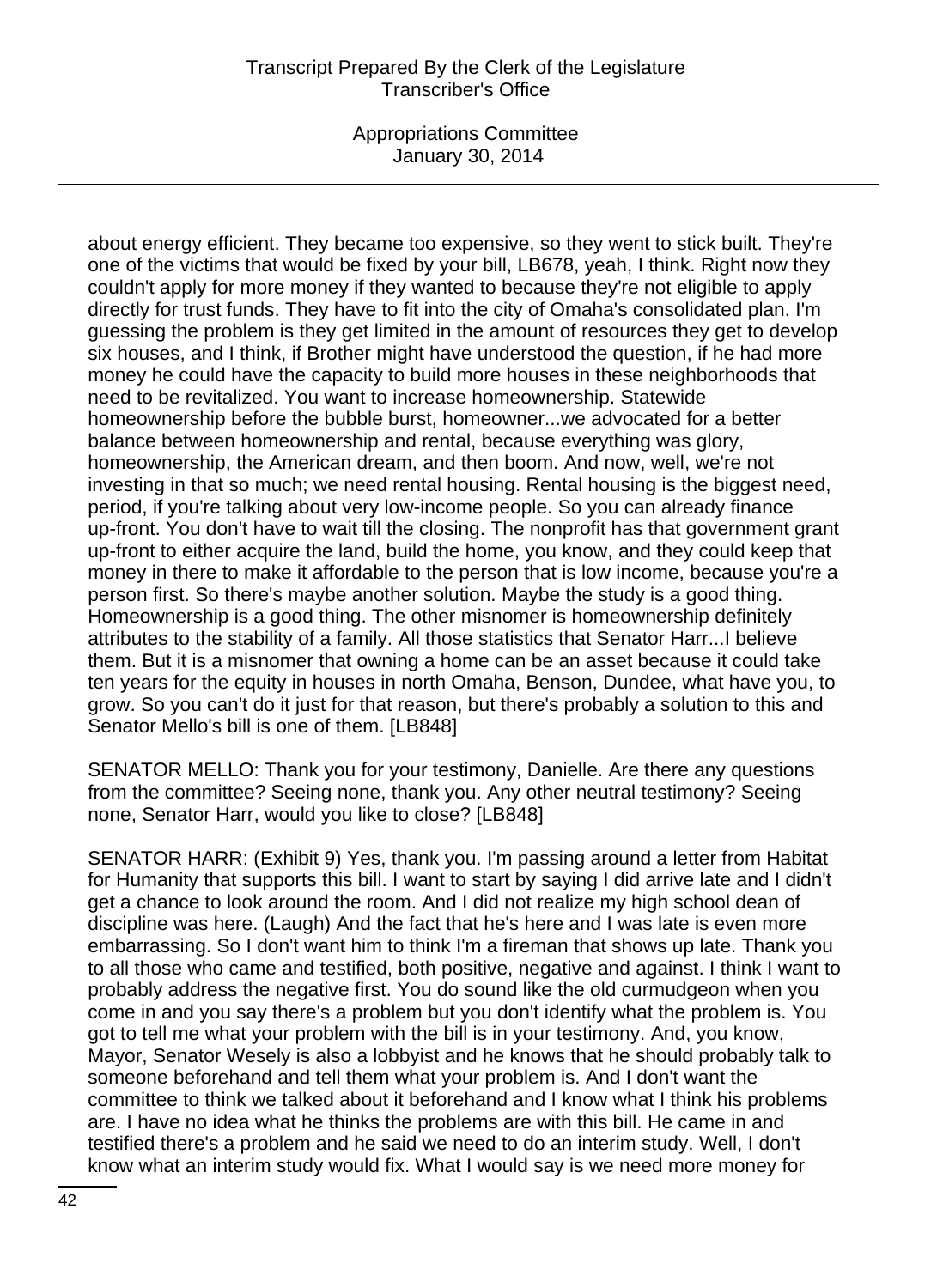about energy efficient. They became too expensive, so they went to stick built. They're one of the victims that would be fixed by your bill, LB678, yeah, I think. Right now they couldn't apply for more money if they wanted to because they're not eligible to apply directly for trust funds. They have to fit into the city of Omaha's consolidated plan. I'm guessing the problem is they get limited in the amount of resources they get to develop six houses, and I think, if Brother might have understood the question, if he had more money he could have the capacity to build more houses in these neighborhoods that need to be revitalized. You want to increase homeownership. Statewide homeownership before the bubble burst, homeowner...we advocated for a better balance between homeownership and rental, because everything was glory, homeownership, the American dream, and then boom. And now, well, we're not investing in that so much; we need rental housing. Rental housing is the biggest need, period, if you're talking about very low-income people. So you can already finance up-front. You don't have to wait till the closing. The nonprofit has that government grant up-front to either acquire the land, build the home, you know, and they could keep that money in there to make it affordable to the person that is low income, because you're a person first. So there's maybe another solution. Maybe the study is a good thing. Homeownership is a good thing. The other misnomer is homeownership definitely attributes to the stability of a family. All those statistics that Senator Harr...I believe them. But it is a misnomer that owning a home can be an asset because it could take ten years for the equity in houses in north Omaha, Benson, Dundee, what have you, to grow. So you can't do it just for that reason, but there's probably a solution to this and Senator Mello's bill is one of them. [LB848]

SENATOR MELLO: Thank you for your testimony, Danielle. Are there any questions from the committee? Seeing none, thank you. Any other neutral testimony? Seeing none, Senator Harr, would you like to close? [LB848]

SENATOR HARR: (Exhibit 9) Yes, thank you. I'm passing around a letter from Habitat for Humanity that supports this bill. I want to start by saying I did arrive late and I didn't get a chance to look around the room. And I did not realize my high school dean of discipline was here. (Laugh) And the fact that he's here and I was late is even more embarrassing. So I don't want him to think I'm a fireman that shows up late. Thank you to all those who came and testified, both positive, negative and against. I think I want to probably address the negative first. You do sound like the old curmudgeon when you come in and you say there's a problem but you don't identify what the problem is. You got to tell me what your problem with the bill is in your testimony. And, you know, Mayor, Senator Wesely is also a lobbyist and he knows that he should probably talk to someone beforehand and tell them what your problem is. And I don't want the committee to think we talked about it beforehand and I know what I think his problems are. I have no idea what he thinks the problems are with this bill. He came in and testified there's a problem and he said we need to do an interim study. Well, I don't know what an interim study would fix. What I would say is we need more money for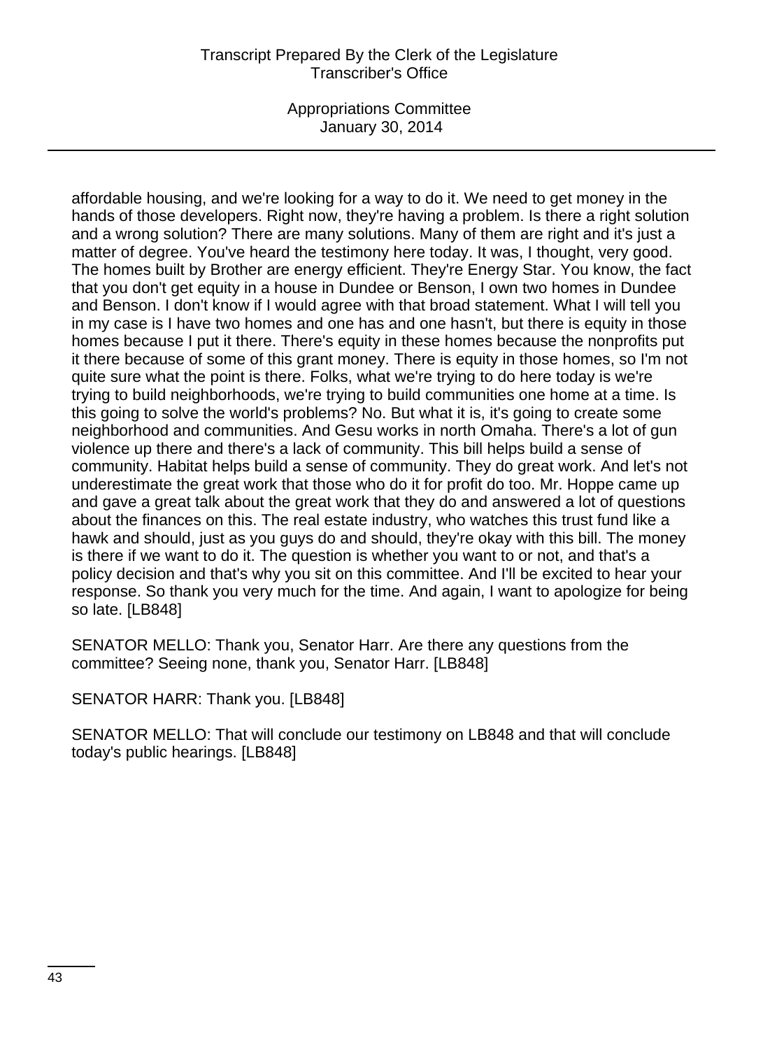affordable housing, and we're looking for a way to do it. We need to get money in the hands of those developers. Right now, they're having a problem. Is there a right solution and a wrong solution? There are many solutions. Many of them are right and it's just a matter of degree. You've heard the testimony here today. It was, I thought, very good. The homes built by Brother are energy efficient. They're Energy Star. You know, the fact that you don't get equity in a house in Dundee or Benson, I own two homes in Dundee and Benson. I don't know if I would agree with that broad statement. What I will tell you in my case is I have two homes and one has and one hasn't, but there is equity in those homes because I put it there. There's equity in these homes because the nonprofits put it there because of some of this grant money. There is equity in those homes, so I'm not quite sure what the point is there. Folks, what we're trying to do here today is we're trying to build neighborhoods, we're trying to build communities one home at a time. Is this going to solve the world's problems? No. But what it is, it's going to create some neighborhood and communities. And Gesu works in north Omaha. There's a lot of gun violence up there and there's a lack of community. This bill helps build a sense of community. Habitat helps build a sense of community. They do great work. And let's not underestimate the great work that those who do it for profit do too. Mr. Hoppe came up and gave a great talk about the great work that they do and answered a lot of questions about the finances on this. The real estate industry, who watches this trust fund like a hawk and should, just as you guys do and should, they're okay with this bill. The money is there if we want to do it. The question is whether you want to or not, and that's a policy decision and that's why you sit on this committee. And I'll be excited to hear your response. So thank you very much for the time. And again, I want to apologize for being so late. [LB848]

SENATOR MELLO: Thank you, Senator Harr. Are there any questions from the committee? Seeing none, thank you, Senator Harr. [LB848]

SENATOR HARR: Thank you. [LB848]

SENATOR MELLO: That will conclude our testimony on LB848 and that will conclude today's public hearings. [LB848]